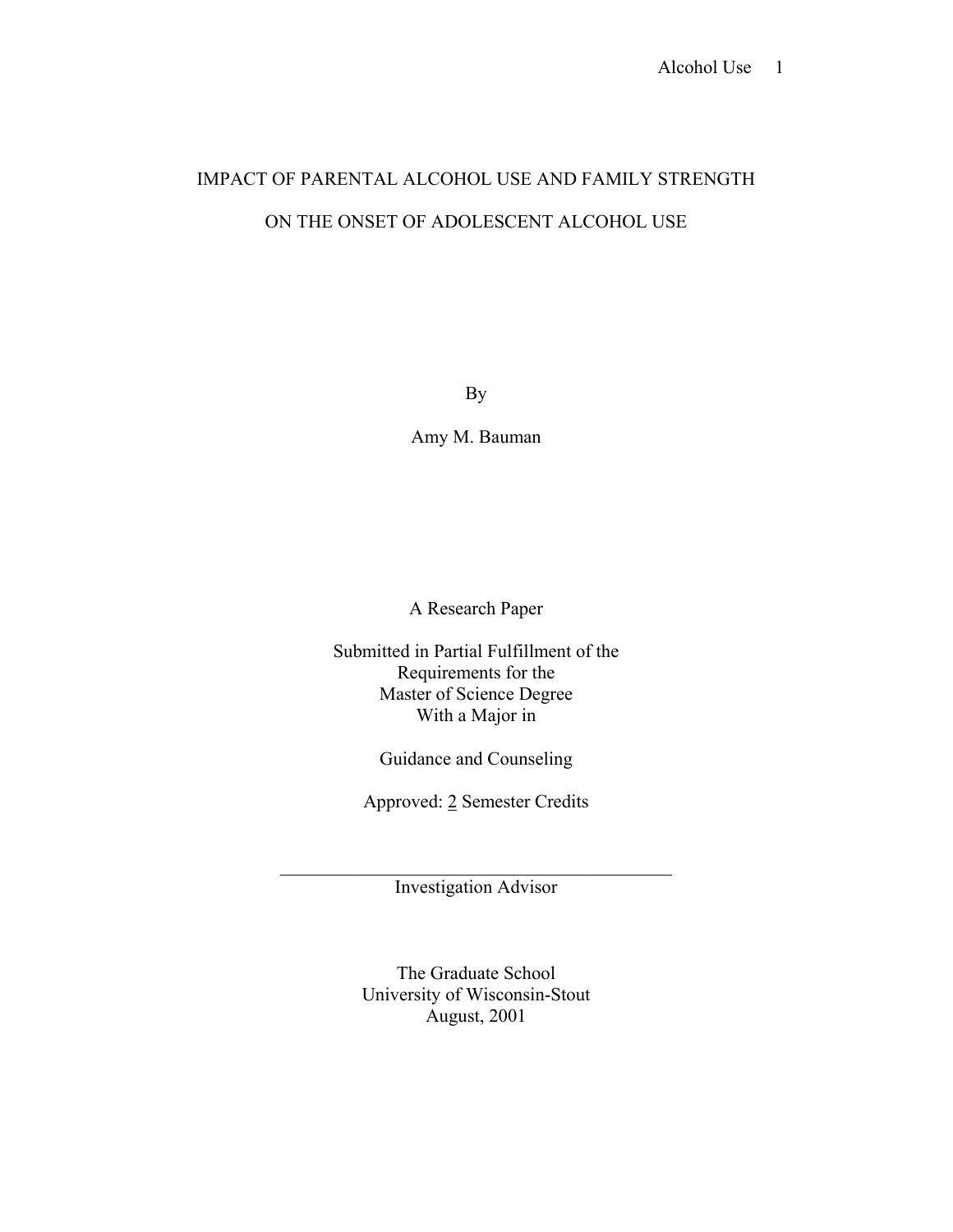# IMPACT OF PARENTAL ALCOHOL USE AND FAMILY STRENGTH ON THE ONSET OF ADOLESCENT ALCOHOL USE

By

Amy M. Bauman

A Research Paper

Submitted in Partial Fulfillment of the
Requirements for the
Master of Science Degree
With a Major in

Guidance and Counseling

Approved: 2 Semester Credits

\_\_\_\_\_\_\_\_\_\_\_\_\_\_\_\_\_\_\_\_\_\_\_\_\_\_\_\_\_\_\_\_\_\_\_\_\_\_\_\_\_\_\_\_
Investigation Advisor

The Graduate School
University of Wisconsin-Stout
August, 2001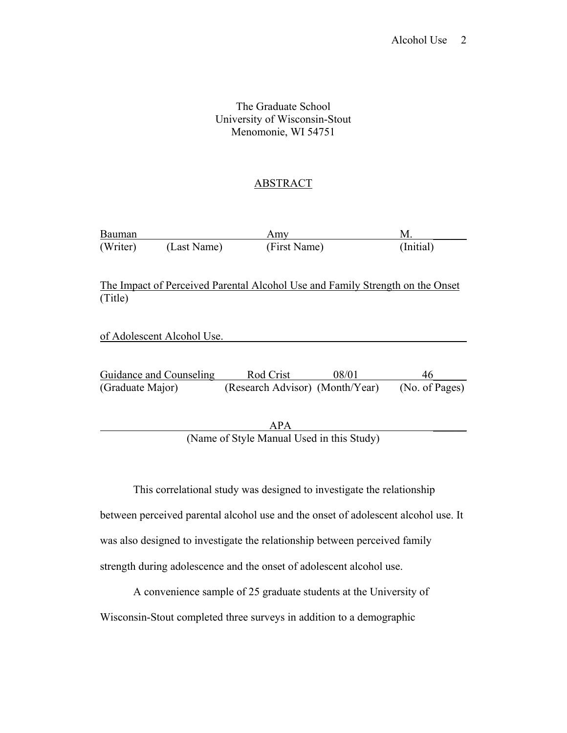The Graduate School
University of Wisconsin-Stout
Menomonie, WI 54751

## ABSTRACT

| Bauman | | Amy | M. |
|---|---|---|---|
| (Writer) | (Last Name) | (First Name) | (Initial) |

The Impact of Perceived Parental Alcohol Use and Family Strength on the Onset
(Title)

of Adolescent Alcohol Use.

| Guidance and Counseling | Rod Crist | 08/01 | 46 |
|---|---|---|---|
| (Graduate Major) | (Research Advisor) | (Month/Year) | (No. of Pages) |

APA
(Name of Style Manual Used in this Study)

This correlational study was designed to investigate the relationship between perceived parental alcohol use and the onset of adolescent alcohol use. It was also designed to investigate the relationship between perceived family strength during adolescence and the onset of adolescent alcohol use.

A convenience sample of 25 graduate students at the University of Wisconsin-Stout completed three surveys in addition to a demographic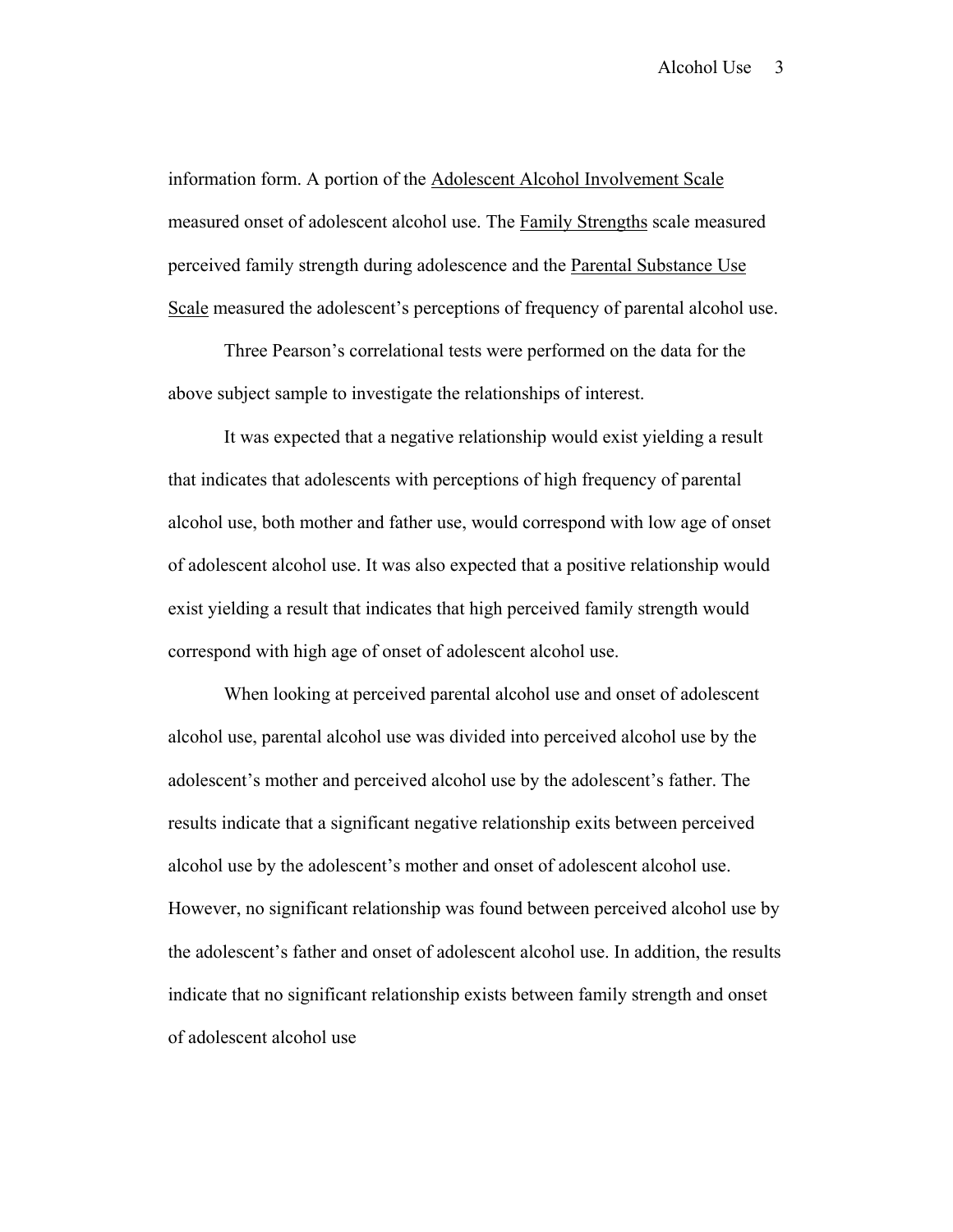information form. A portion of the Adolescent Alcohol Involvement Scale measured onset of adolescent alcohol use. The Family Strengths scale measured perceived family strength during adolescence and the Parental Substance Use Scale measured the adolescent's perceptions of frequency of parental alcohol use.

Three Pearson's correlational tests were performed on the data for the above subject sample to investigate the relationships of interest.

It was expected that a negative relationship would exist yielding a result that indicates that adolescents with perceptions of high frequency of parental alcohol use, both mother and father use, would correspond with low age of onset of adolescent alcohol use. It was also expected that a positive relationship would exist yielding a result that indicates that high perceived family strength would correspond with high age of onset of adolescent alcohol use.

When looking at perceived parental alcohol use and onset of adolescent alcohol use, parental alcohol use was divided into perceived alcohol use by the adolescent's mother and perceived alcohol use by the adolescent's father. The results indicate that a significant negative relationship exits between perceived alcohol use by the adolescent's mother and onset of adolescent alcohol use. However, no significant relationship was found between perceived alcohol use by the adolescent's father and onset of adolescent alcohol use. In addition, the results indicate that no significant relationship exists between family strength and onset of adolescent alcohol use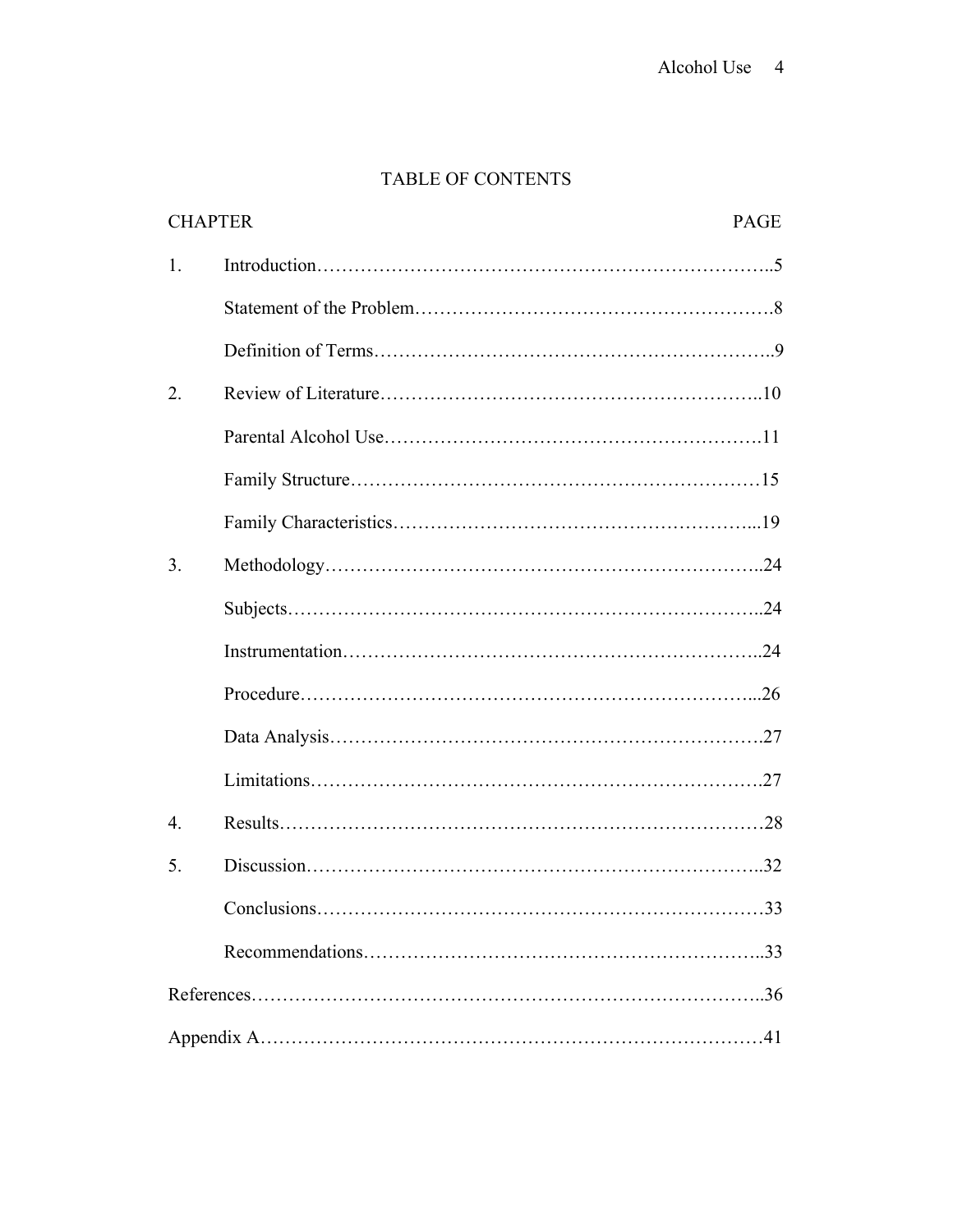# TABLE OF CONTENTS

| CHAPTER | | PAGE |
|---|---|---|
| 1. | Introduction | 5 |
| | Statement of the Problem | 8 |
| | Definition of Terms | 9 |
| 2. | Review of Literature | 10 |
| | Parental Alcohol Use | 11 |
| | Family Structure | 15 |
| | Family Characteristics | 19 |
| 3. | Methodology | 24 |
| | Subjects | 24 |
| | Instrumentation | 24 |
| | Procedure | 26 |
| | Data Analysis | 27 |
| | Limitations | 27 |
| 4. | Results | 28 |
| 5. | Discussion | 32 |
| | Conclusions | 33 |
| | Recommendations | 33 |
| References | | 36 |
| Appendix A | | 41 |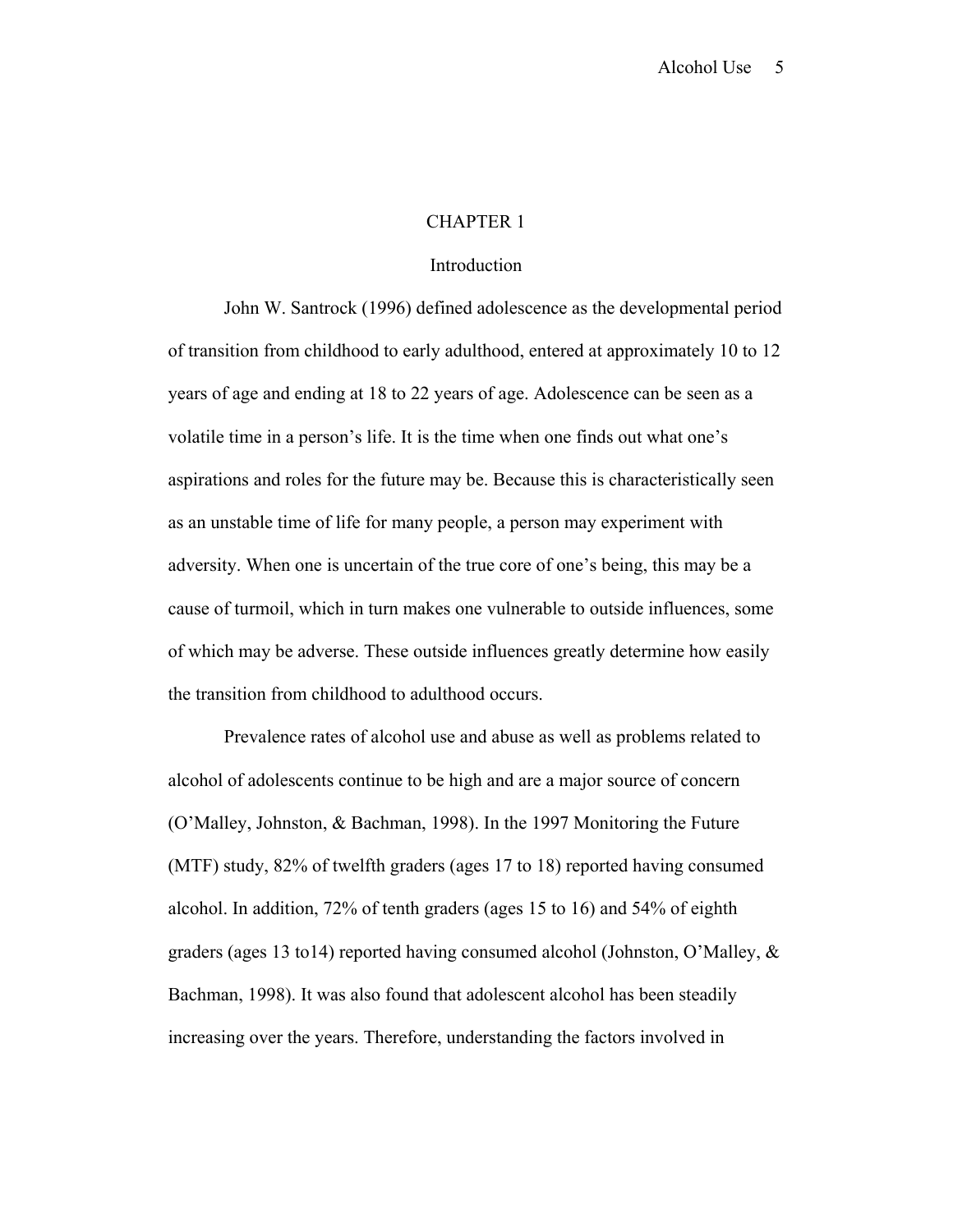# CHAPTER 1

## Introduction

John W. Santrock (1996) defined adolescence as the developmental period of transition from childhood to early adulthood, entered at approximately 10 to 12 years of age and ending at 18 to 22 years of age. Adolescence can be seen as a volatile time in a person's life. It is the time when one finds out what one's aspirations and roles for the future may be. Because this is characteristically seen as an unstable time of life for many people, a person may experiment with adversity. When one is uncertain of the true core of one's being, this may be a cause of turmoil, which in turn makes one vulnerable to outside influences, some of which may be adverse. These outside influences greatly determine how easily the transition from childhood to adulthood occurs.

Prevalence rates of alcohol use and abuse as well as problems related to alcohol of adolescents continue to be high and are a major source of concern (O'Malley, Johnston, & Bachman, 1998). In the 1997 Monitoring the Future (MTF) study, 82% of twelfth graders (ages 17 to 18) reported having consumed alcohol. In addition, 72% of tenth graders (ages 15 to 16) and 54% of eighth graders (ages 13 to14) reported having consumed alcohol (Johnston, O'Malley, & Bachman, 1998). It was also found that adolescent alcohol has been steadily increasing over the years. Therefore, understanding the factors involved in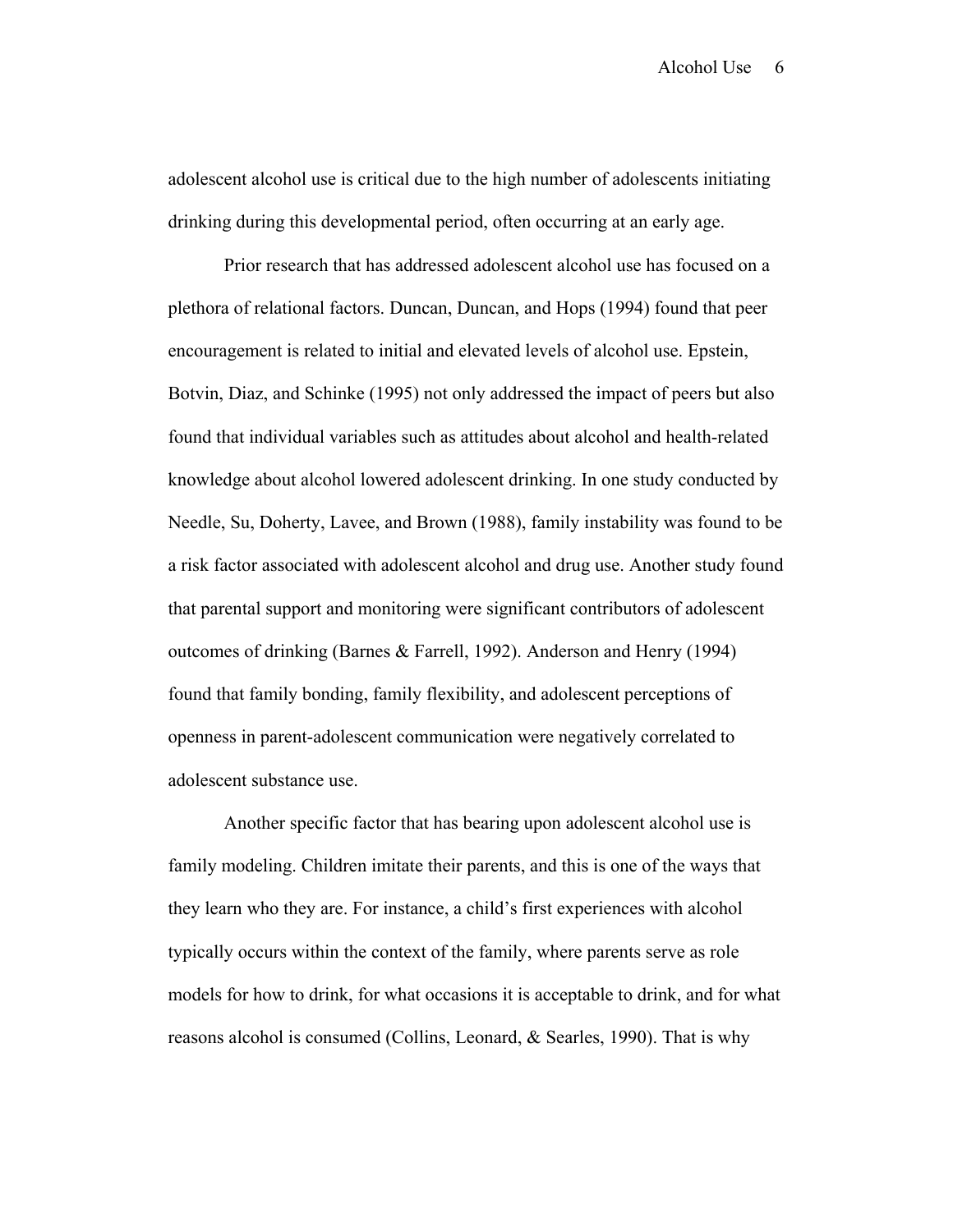adolescent alcohol use is critical due to the high number of adolescents initiating drinking during this developmental period, often occurring at an early age.

Prior research that has addressed adolescent alcohol use has focused on a plethora of relational factors. Duncan, Duncan, and Hops (1994) found that peer encouragement is related to initial and elevated levels of alcohol use. Epstein, Botvin, Diaz, and Schinke (1995) not only addressed the impact of peers but also found that individual variables such as attitudes about alcohol and health-related knowledge about alcohol lowered adolescent drinking. In one study conducted by Needle, Su, Doherty, Lavee, and Brown (1988), family instability was found to be a risk factor associated with adolescent alcohol and drug use. Another study found that parental support and monitoring were significant contributors of adolescent outcomes of drinking (Barnes & Farrell, 1992). Anderson and Henry (1994) found that family bonding, family flexibility, and adolescent perceptions of openness in parent-adolescent communication were negatively correlated to adolescent substance use.

Another specific factor that has bearing upon adolescent alcohol use is family modeling. Children imitate their parents, and this is one of the ways that they learn who they are. For instance, a child's first experiences with alcohol typically occurs within the context of the family, where parents serve as role models for how to drink, for what occasions it is acceptable to drink, and for what reasons alcohol is consumed (Collins, Leonard, & Searles, 1990). That is why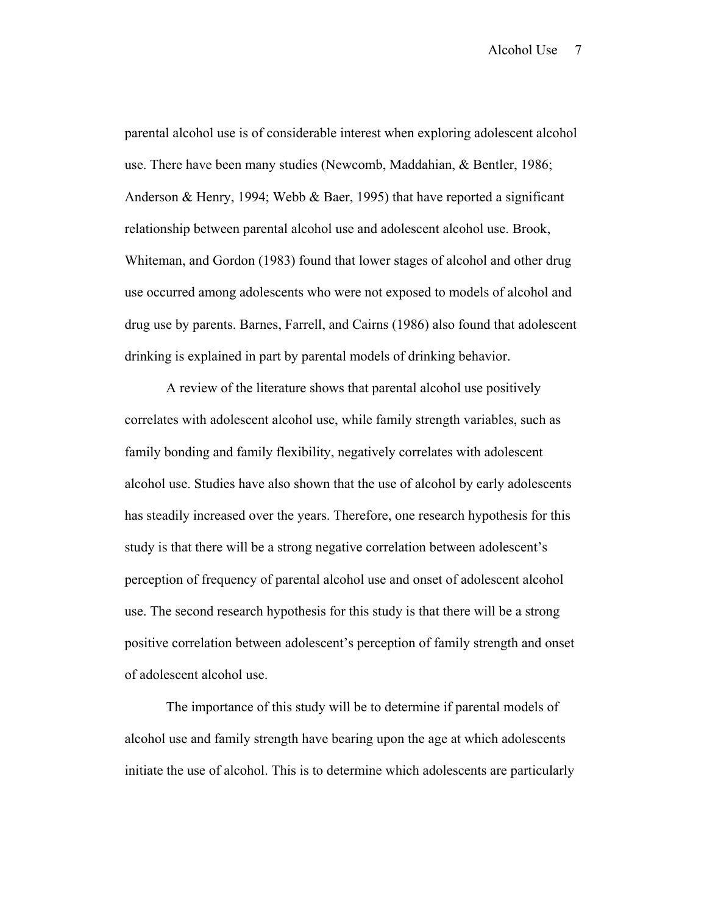parental alcohol use is of considerable interest when exploring adolescent alcohol use. There have been many studies (Newcomb, Maddahian, & Bentler, 1986; Anderson & Henry, 1994; Webb & Baer, 1995) that have reported a significant relationship between parental alcohol use and adolescent alcohol use. Brook, Whiteman, and Gordon (1983) found that lower stages of alcohol and other drug use occurred among adolescents who were not exposed to models of alcohol and drug use by parents. Barnes, Farrell, and Cairns (1986) also found that adolescent drinking is explained in part by parental models of drinking behavior.

A review of the literature shows that parental alcohol use positively correlates with adolescent alcohol use, while family strength variables, such as family bonding and family flexibility, negatively correlates with adolescent alcohol use. Studies have also shown that the use of alcohol by early adolescents has steadily increased over the years. Therefore, one research hypothesis for this study is that there will be a strong negative correlation between adolescent's perception of frequency of parental alcohol use and onset of adolescent alcohol use. The second research hypothesis for this study is that there will be a strong positive correlation between adolescent's perception of family strength and onset of adolescent alcohol use.

The importance of this study will be to determine if parental models of alcohol use and family strength have bearing upon the age at which adolescents initiate the use of alcohol. This is to determine which adolescents are particularly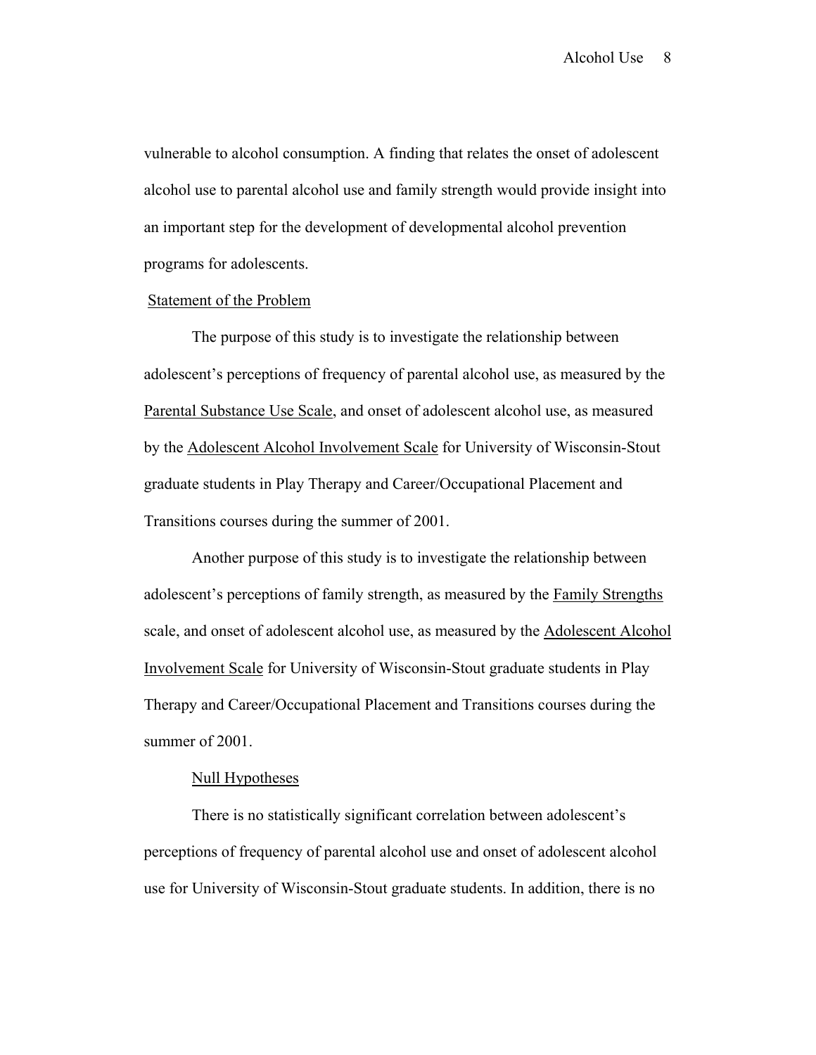vulnerable to alcohol consumption. A finding that relates the onset of adolescent alcohol use to parental alcohol use and family strength would provide insight into an important step for the development of developmental alcohol prevention programs for adolescents.

## Statement of the Problem

The purpose of this study is to investigate the relationship between adolescent's perceptions of frequency of parental alcohol use, as measured by the Parental Substance Use Scale, and onset of adolescent alcohol use, as measured by the Adolescent Alcohol Involvement Scale for University of Wisconsin-Stout graduate students in Play Therapy and Career/Occupational Placement and Transitions courses during the summer of 2001.

Another purpose of this study is to investigate the relationship between adolescent's perceptions of family strength, as measured by the Family Strengths scale, and onset of adolescent alcohol use, as measured by the Adolescent Alcohol Involvement Scale for University of Wisconsin-Stout graduate students in Play Therapy and Career/Occupational Placement and Transitions courses during the summer of 2001.

### Null Hypotheses

There is no statistically significant correlation between adolescent's perceptions of frequency of parental alcohol use and onset of adolescent alcohol use for University of Wisconsin-Stout graduate students. In addition, there is no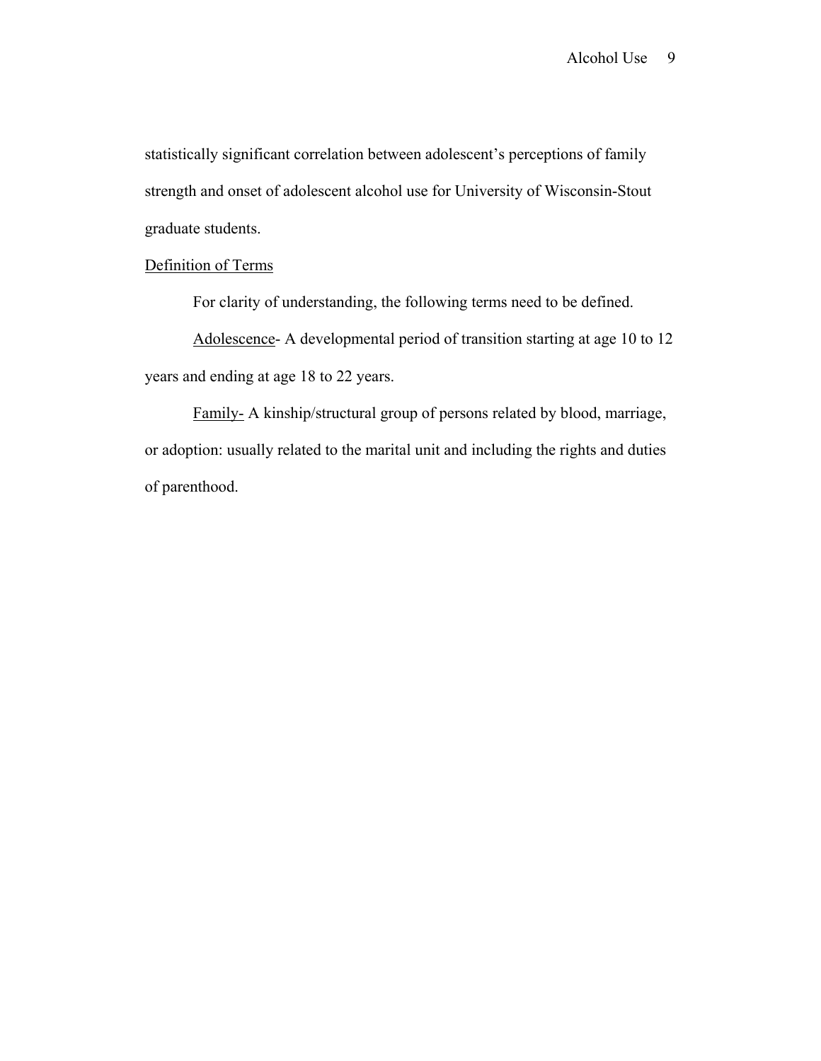statistically significant correlation between adolescent's perceptions of family strength and onset of adolescent alcohol use for University of Wisconsin-Stout graduate students.

## Definition of Terms

For clarity of understanding, the following terms need to be defined.

Adolescence- A developmental period of transition starting at age 10 to 12 years and ending at age 18 to 22 years.

Family- A kinship/structural group of persons related by blood, marriage, or adoption: usually related to the marital unit and including the rights and duties of parenthood.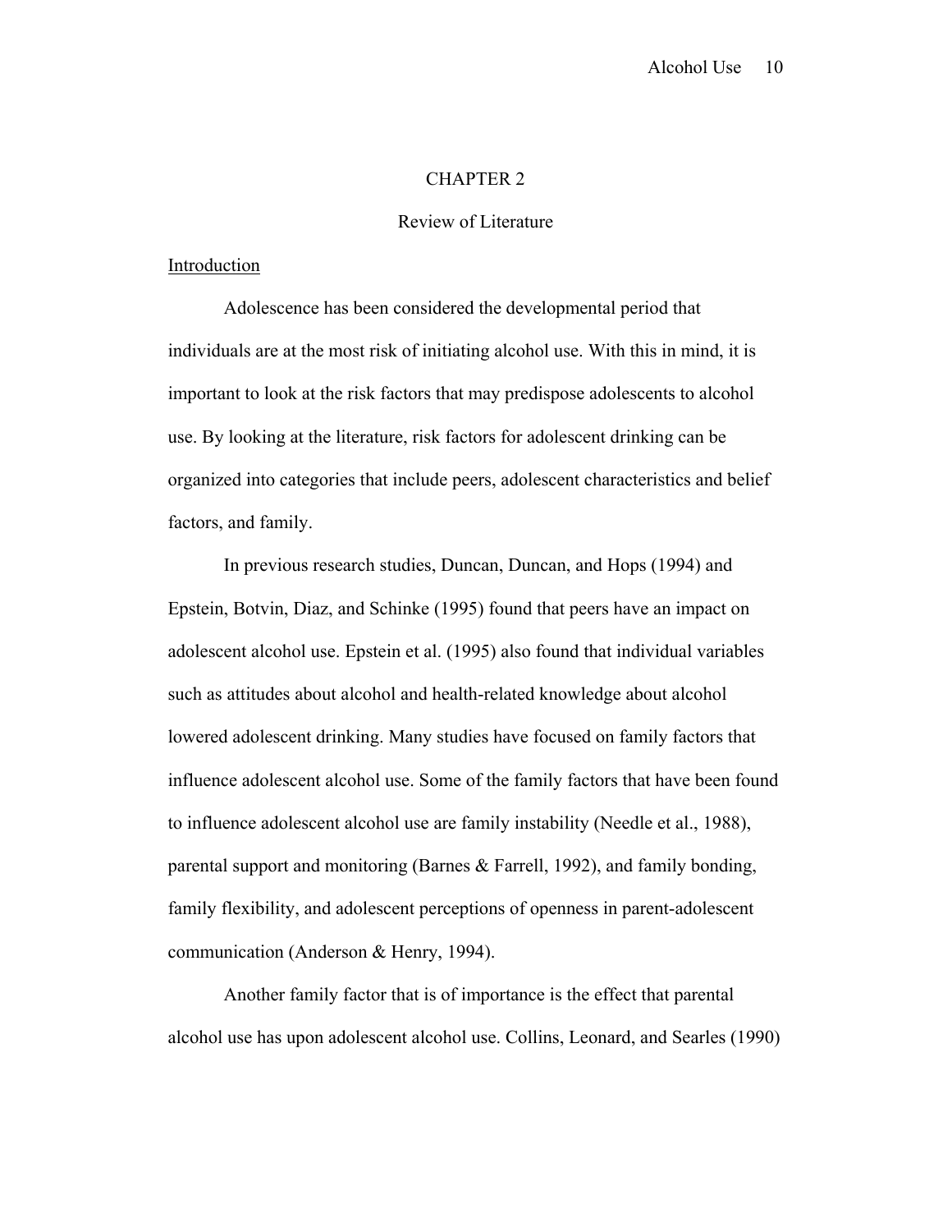# CHAPTER 2

## Review of Literature

### Introduction

Adolescence has been considered the developmental period that individuals are at the most risk of initiating alcohol use. With this in mind, it is important to look at the risk factors that may predispose adolescents to alcohol use. By looking at the literature, risk factors for adolescent drinking can be organized into categories that include peers, adolescent characteristics and belief factors, and family.

In previous research studies, Duncan, Duncan, and Hops (1994) and Epstein, Botvin, Diaz, and Schinke (1995) found that peers have an impact on adolescent alcohol use. Epstein et al. (1995) also found that individual variables such as attitudes about alcohol and health-related knowledge about alcohol lowered adolescent drinking. Many studies have focused on family factors that influence adolescent alcohol use. Some of the family factors that have been found to influence adolescent alcohol use are family instability (Needle et al., 1988), parental support and monitoring (Barnes & Farrell, 1992), and family bonding, family flexibility, and adolescent perceptions of openness in parent-adolescent communication (Anderson & Henry, 1994).

Another family factor that is of importance is the effect that parental alcohol use has upon adolescent alcohol use. Collins, Leonard, and Searles (1990)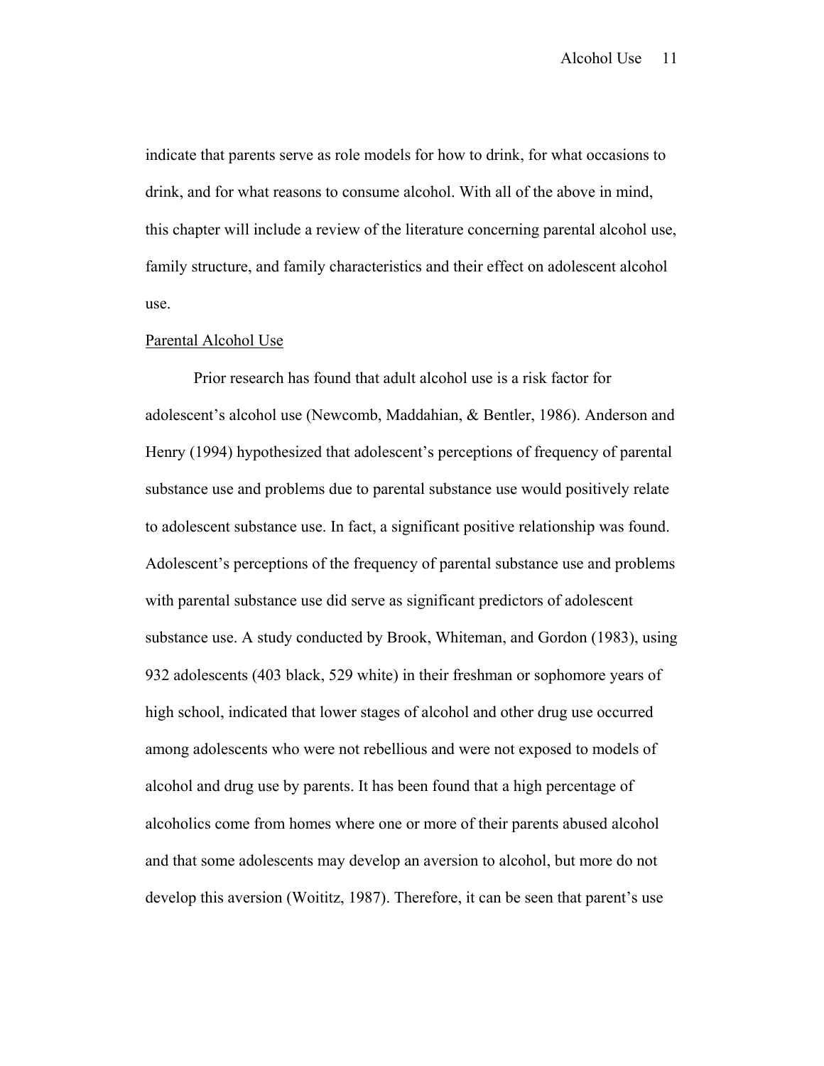indicate that parents serve as role models for how to drink, for what occasions to drink, and for what reasons to consume alcohol. With all of the above in mind, this chapter will include a review of the literature concerning parental alcohol use, family structure, and family characteristics and their effect on adolescent alcohol use.

<u>Parental Alcohol Use</u>

Prior research has found that adult alcohol use is a risk factor for adolescent's alcohol use (Newcomb, Maddahian, & Bentler, 1986). Anderson and Henry (1994) hypothesized that adolescent's perceptions of frequency of parental substance use and problems due to parental substance use would positively relate to adolescent substance use. In fact, a significant positive relationship was found. Adolescent's perceptions of the frequency of parental substance use and problems with parental substance use did serve as significant predictors of adolescent substance use. A study conducted by Brook, Whiteman, and Gordon (1983), using 932 adolescents (403 black, 529 white) in their freshman or sophomore years of high school, indicated that lower stages of alcohol and other drug use occurred among adolescents who were not rebellious and were not exposed to models of alcohol and drug use by parents. It has been found that a high percentage of alcoholics come from homes where one or more of their parents abused alcohol and that some adolescents may develop an aversion to alcohol, but more do not develop this aversion (Woititz, 1987). Therefore, it can be seen that parent's use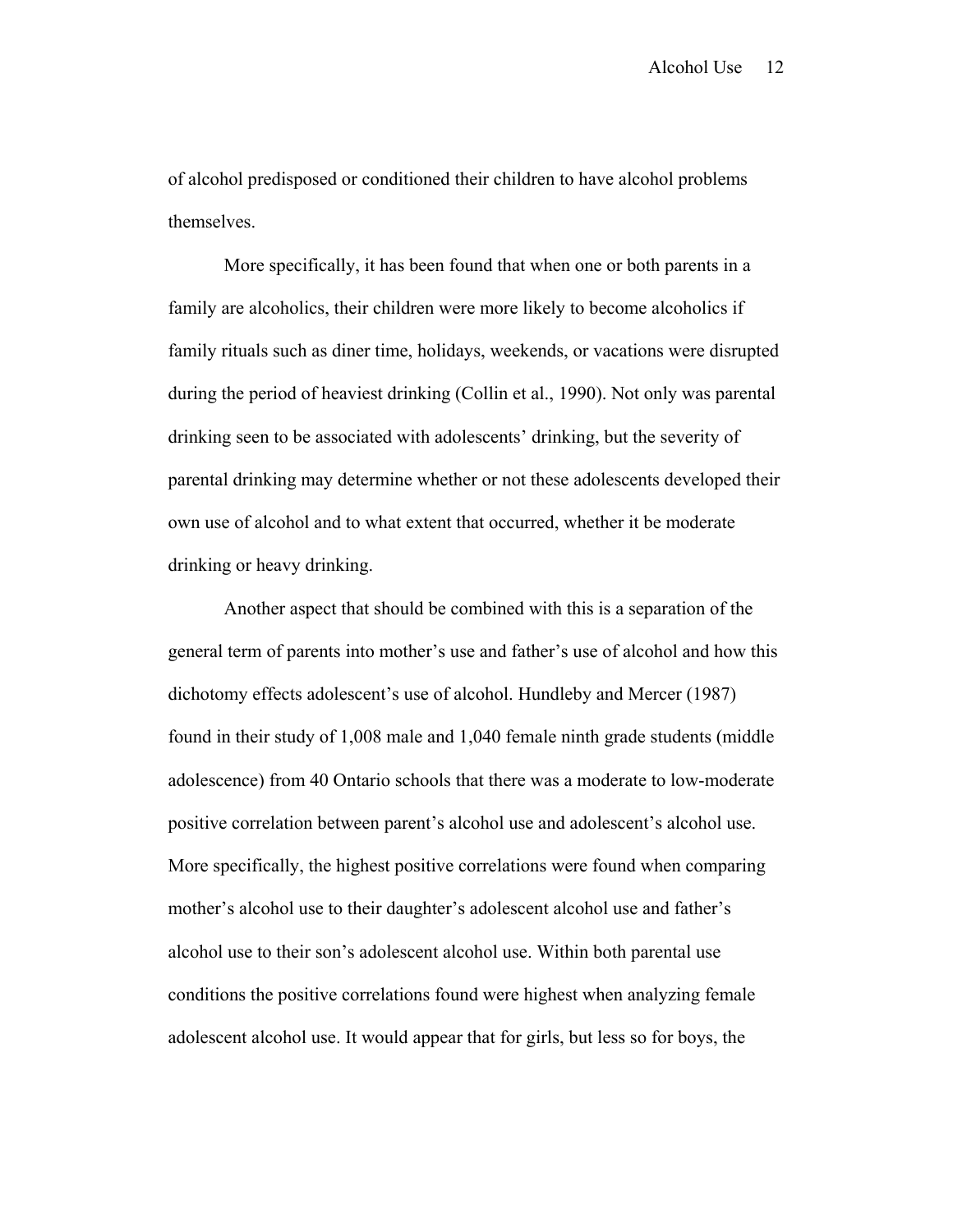of alcohol predisposed or conditioned their children to have alcohol problems themselves.

More specifically, it has been found that when one or both parents in a family are alcoholics, their children were more likely to become alcoholics if family rituals such as diner time, holidays, weekends, or vacations were disrupted during the period of heaviest drinking (Collin et al., 1990). Not only was parental drinking seen to be associated with adolescents' drinking, but the severity of parental drinking may determine whether or not these adolescents developed their own use of alcohol and to what extent that occurred, whether it be moderate drinking or heavy drinking.

Another aspect that should be combined with this is a separation of the general term of parents into mother's use and father's use of alcohol and how this dichotomy effects adolescent's use of alcohol. Hundleby and Mercer (1987) found in their study of 1,008 male and 1,040 female ninth grade students (middle adolescence) from 40 Ontario schools that there was a moderate to low-moderate positive correlation between parent's alcohol use and adolescent's alcohol use. More specifically, the highest positive correlations were found when comparing mother's alcohol use to their daughter's adolescent alcohol use and father's alcohol use to their son's adolescent alcohol use. Within both parental use conditions the positive correlations found were highest when analyzing female adolescent alcohol use. It would appear that for girls, but less so for boys, the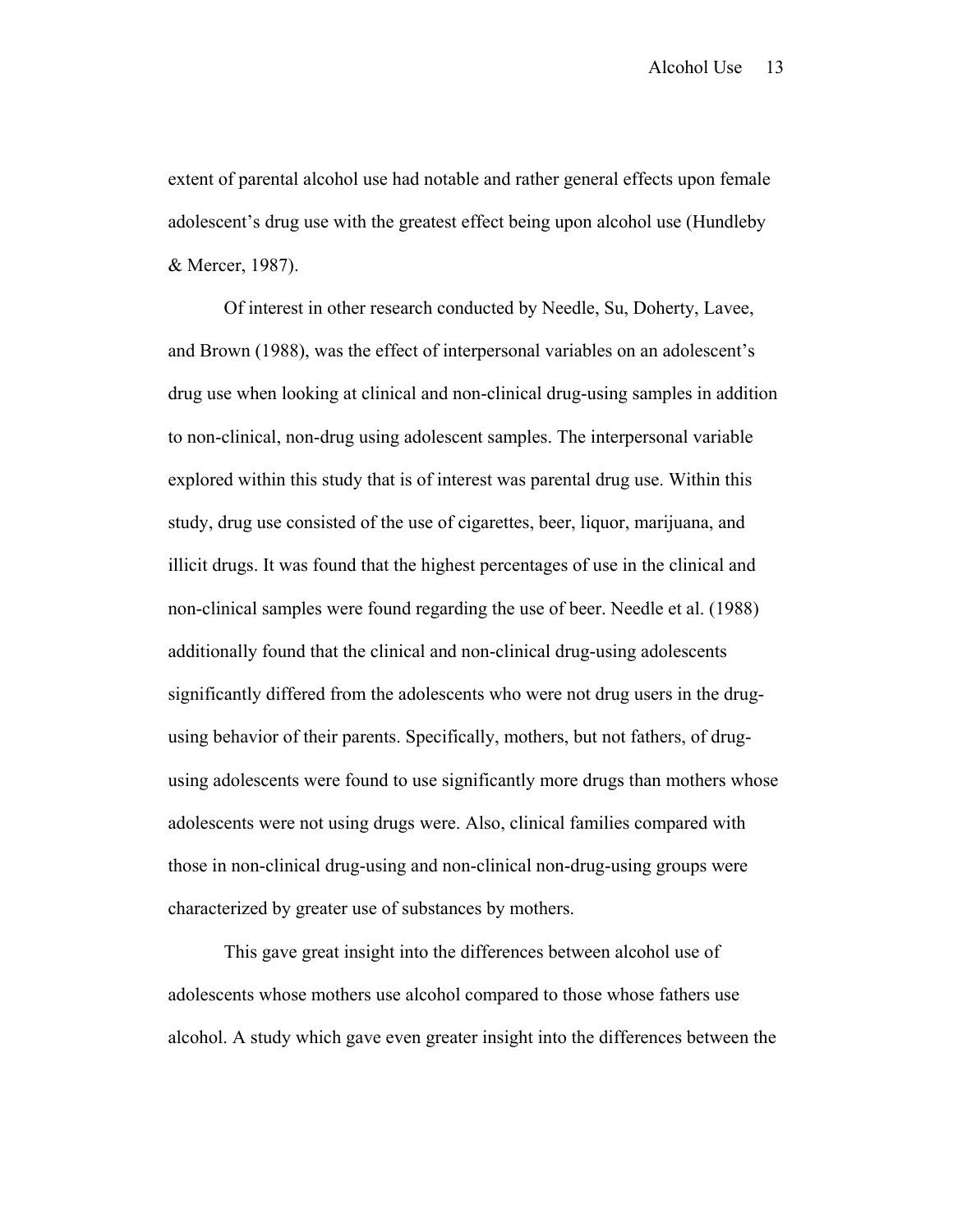extent of parental alcohol use had notable and rather general effects upon female adolescent's drug use with the greatest effect being upon alcohol use (Hundleby & Mercer, 1987).

Of interest in other research conducted by Needle, Su, Doherty, Lavee, and Brown (1988), was the effect of interpersonal variables on an adolescent's drug use when looking at clinical and non-clinical drug-using samples in addition to non-clinical, non-drug using adolescent samples. The interpersonal variable explored within this study that is of interest was parental drug use. Within this study, drug use consisted of the use of cigarettes, beer, liquor, marijuana, and illicit drugs. It was found that the highest percentages of use in the clinical and non-clinical samples were found regarding the use of beer. Needle et al. (1988) additionally found that the clinical and non-clinical drug-using adolescents significantly differed from the adolescents who were not drug users in the drug-using behavior of their parents. Specifically, mothers, but not fathers, of drug-using adolescents were found to use significantly more drugs than mothers whose adolescents were not using drugs were. Also, clinical families compared with those in non-clinical drug-using and non-clinical non-drug-using groups were characterized by greater use of substances by mothers.

This gave great insight into the differences between alcohol use of adolescents whose mothers use alcohol compared to those whose fathers use alcohol. A study which gave even greater insight into the differences between the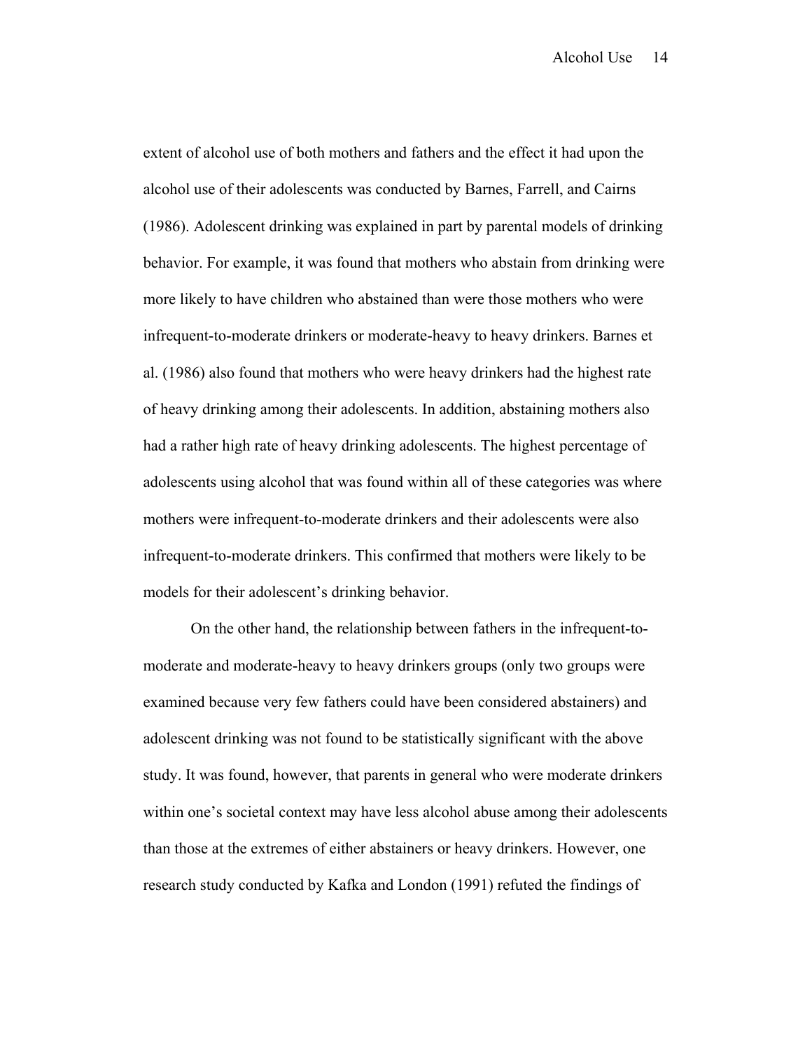extent of alcohol use of both mothers and fathers and the effect it had upon the alcohol use of their adolescents was conducted by Barnes, Farrell, and Cairns (1986). Adolescent drinking was explained in part by parental models of drinking behavior. For example, it was found that mothers who abstain from drinking were more likely to have children who abstained than were those mothers who were infrequent-to-moderate drinkers or moderate-heavy to heavy drinkers. Barnes et al. (1986) also found that mothers who were heavy drinkers had the highest rate of heavy drinking among their adolescents. In addition, abstaining mothers also had a rather high rate of heavy drinking adolescents. The highest percentage of adolescents using alcohol that was found within all of these categories was where mothers were infrequent-to-moderate drinkers and their adolescents were also infrequent-to-moderate drinkers. This confirmed that mothers were likely to be models for their adolescent's drinking behavior.

On the other hand, the relationship between fathers in the infrequent-to-moderate and moderate-heavy to heavy drinkers groups (only two groups were examined because very few fathers could have been considered abstainers) and adolescent drinking was not found to be statistically significant with the above study. It was found, however, that parents in general who were moderate drinkers within one's societal context may have less alcohol abuse among their adolescents than those at the extremes of either abstainers or heavy drinkers. However, one research study conducted by Kafka and London (1991) refuted the findings of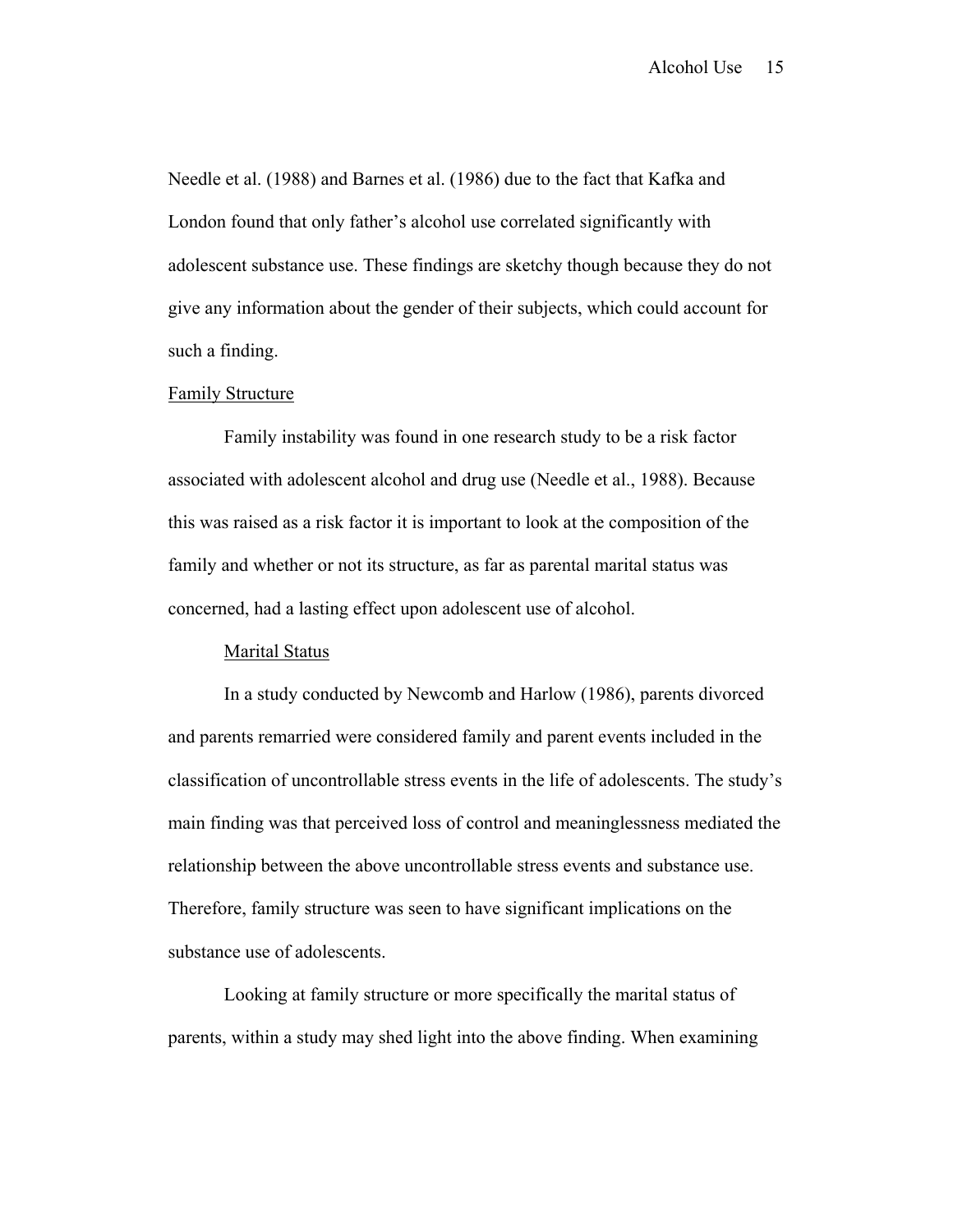Needle et al. (1988) and Barnes et al. (1986) due to the fact that Kafka and London found that only father's alcohol use correlated significantly with adolescent substance use. These findings are sketchy though because they do not give any information about the gender of their subjects, which could account for such a finding.

## Family Structure

Family instability was found in one research study to be a risk factor associated with adolescent alcohol and drug use (Needle et al., 1988). Because this was raised as a risk factor it is important to look at the composition of the family and whether or not its structure, as far as parental marital status was concerned, had a lasting effect upon adolescent use of alcohol.

### Marital Status

In a study conducted by Newcomb and Harlow (1986), parents divorced and parents remarried were considered family and parent events included in the classification of uncontrollable stress events in the life of adolescents. The study's main finding was that perceived loss of control and meaninglessness mediated the relationship between the above uncontrollable stress events and substance use. Therefore, family structure was seen to have significant implications on the substance use of adolescents.

Looking at family structure or more specifically the marital status of parents, within a study may shed light into the above finding. When examining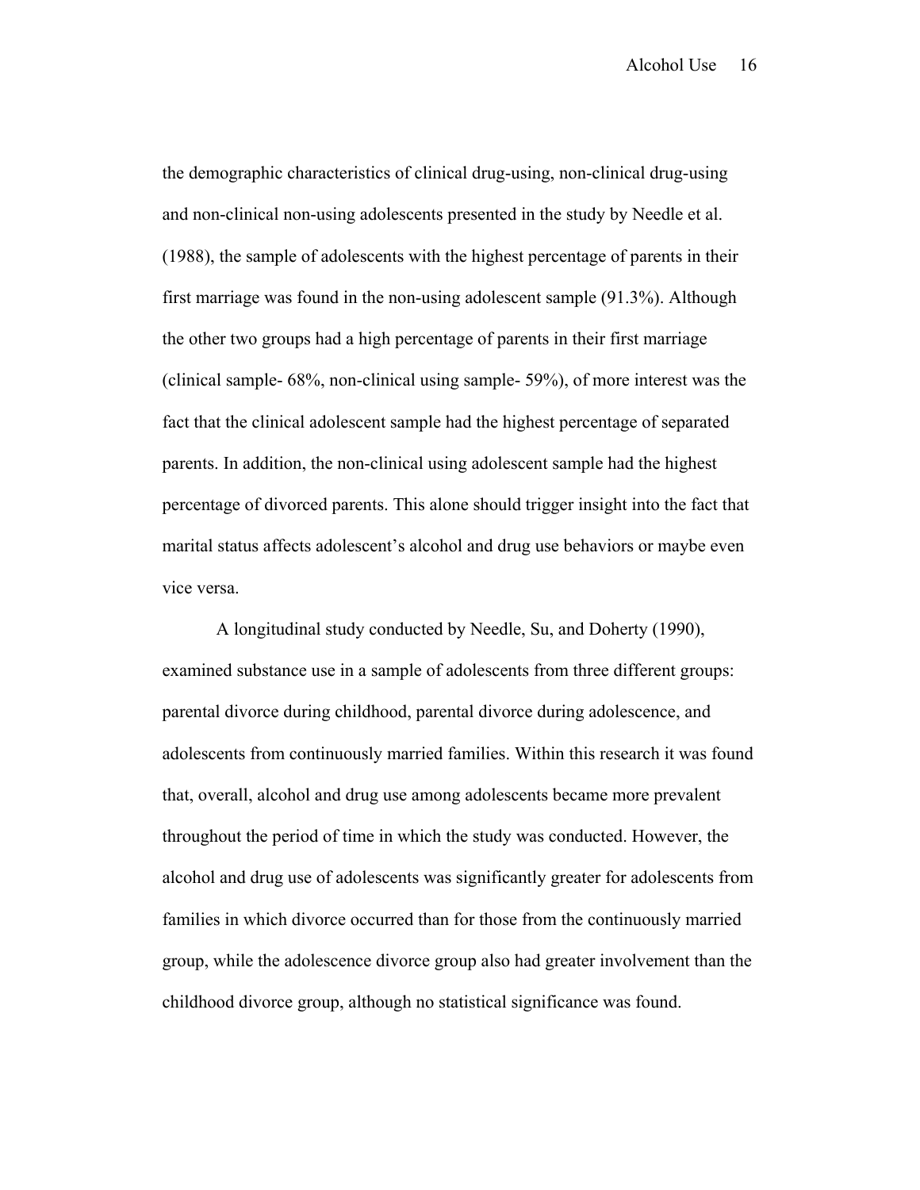the demographic characteristics of clinical drug-using, non-clinical drug-using and non-clinical non-using adolescents presented in the study by Needle et al. (1988), the sample of adolescents with the highest percentage of parents in their first marriage was found in the non-using adolescent sample (91.3%). Although the other two groups had a high percentage of parents in their first marriage (clinical sample- 68%, non-clinical using sample- 59%), of more interest was the fact that the clinical adolescent sample had the highest percentage of separated parents. In addition, the non-clinical using adolescent sample had the highest percentage of divorced parents. This alone should trigger insight into the fact that marital status affects adolescent's alcohol and drug use behaviors or maybe even vice versa.

A longitudinal study conducted by Needle, Su, and Doherty (1990), examined substance use in a sample of adolescents from three different groups: parental divorce during childhood, parental divorce during adolescence, and adolescents from continuously married families. Within this research it was found that, overall, alcohol and drug use among adolescents became more prevalent throughout the period of time in which the study was conducted. However, the alcohol and drug use of adolescents was significantly greater for adolescents from families in which divorce occurred than for those from the continuously married group, while the adolescence divorce group also had greater involvement than the childhood divorce group, although no statistical significance was found.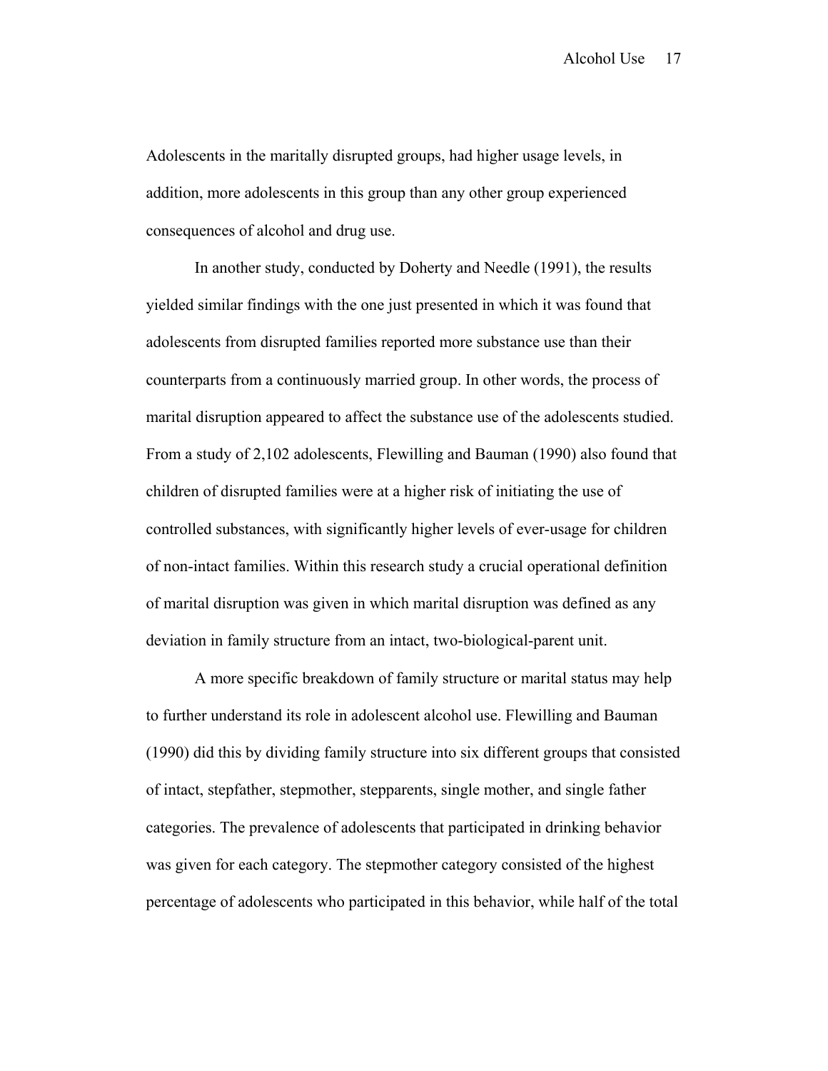Adolescents in the maritally disrupted groups, had higher usage levels, in addition, more adolescents in this group than any other group experienced consequences of alcohol and drug use.

In another study, conducted by Doherty and Needle (1991), the results yielded similar findings with the one just presented in which it was found that adolescents from disrupted families reported more substance use than their counterparts from a continuously married group. In other words, the process of marital disruption appeared to affect the substance use of the adolescents studied. From a study of 2,102 adolescents, Flewilling and Bauman (1990) also found that children of disrupted families were at a higher risk of initiating the use of controlled substances, with significantly higher levels of ever-usage for children of non-intact families. Within this research study a crucial operational definition of marital disruption was given in which marital disruption was defined as any deviation in family structure from an intact, two-biological-parent unit.

A more specific breakdown of family structure or marital status may help to further understand its role in adolescent alcohol use. Flewilling and Bauman (1990) did this by dividing family structure into six different groups that consisted of intact, stepfather, stepmother, stepparents, single mother, and single father categories. The prevalence of adolescents that participated in drinking behavior was given for each category. The stepmother category consisted of the highest percentage of adolescents who participated in this behavior, while half of the total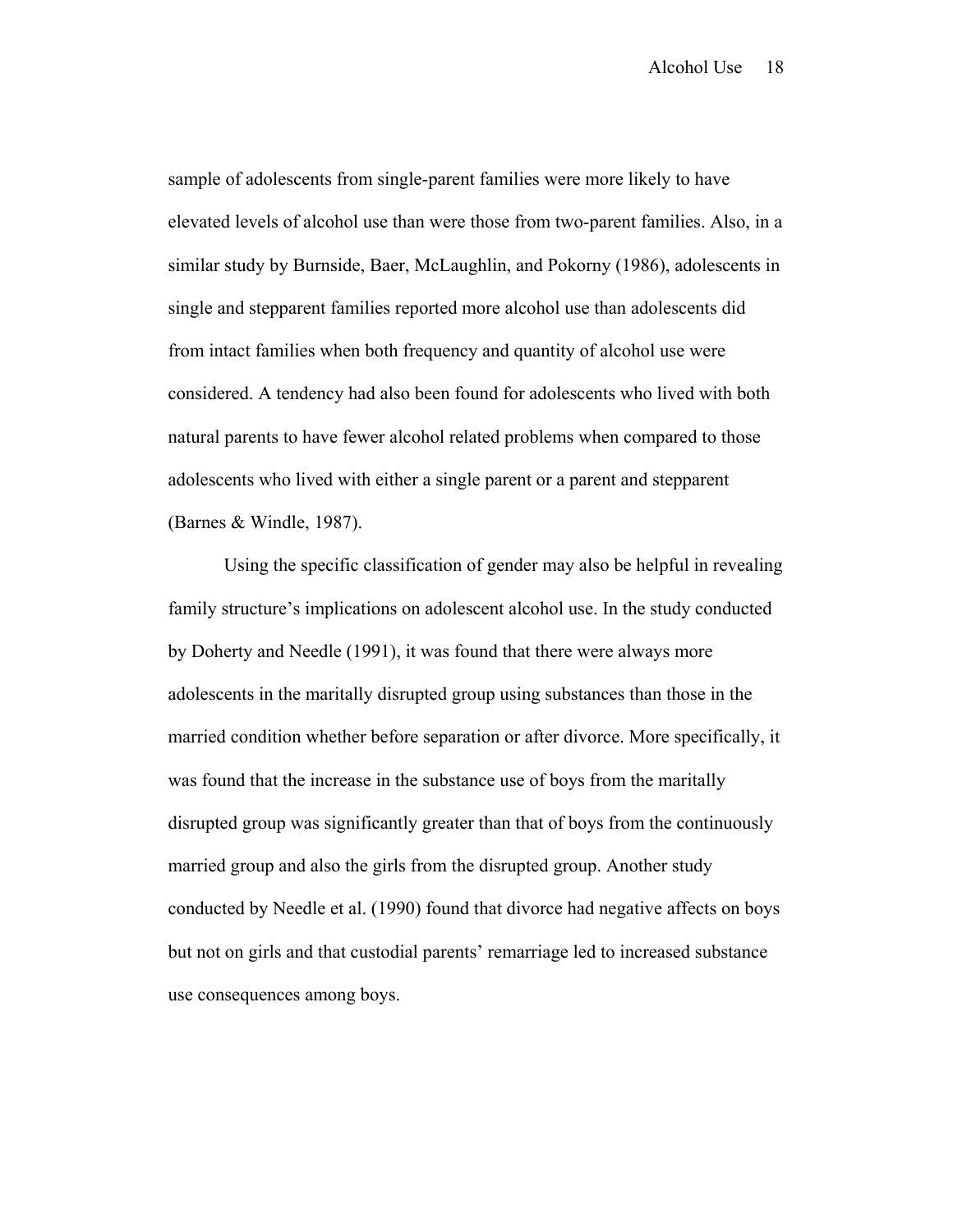sample of adolescents from single-parent families were more likely to have elevated levels of alcohol use than were those from two-parent families. Also, in a similar study by Burnside, Baer, McLaughlin, and Pokorny (1986), adolescents in single and stepparent families reported more alcohol use than adolescents did from intact families when both frequency and quantity of alcohol use were considered. A tendency had also been found for adolescents who lived with both natural parents to have fewer alcohol related problems when compared to those adolescents who lived with either a single parent or a parent and stepparent (Barnes & Windle, 1987).

Using the specific classification of gender may also be helpful in revealing family structure's implications on adolescent alcohol use. In the study conducted by Doherty and Needle (1991), it was found that there were always more adolescents in the maritally disrupted group using substances than those in the married condition whether before separation or after divorce. More specifically, it was found that the increase in the substance use of boys from the maritally disrupted group was significantly greater than that of boys from the continuously married group and also the girls from the disrupted group. Another study conducted by Needle et al. (1990) found that divorce had negative affects on boys but not on girls and that custodial parents' remarriage led to increased substance use consequences among boys.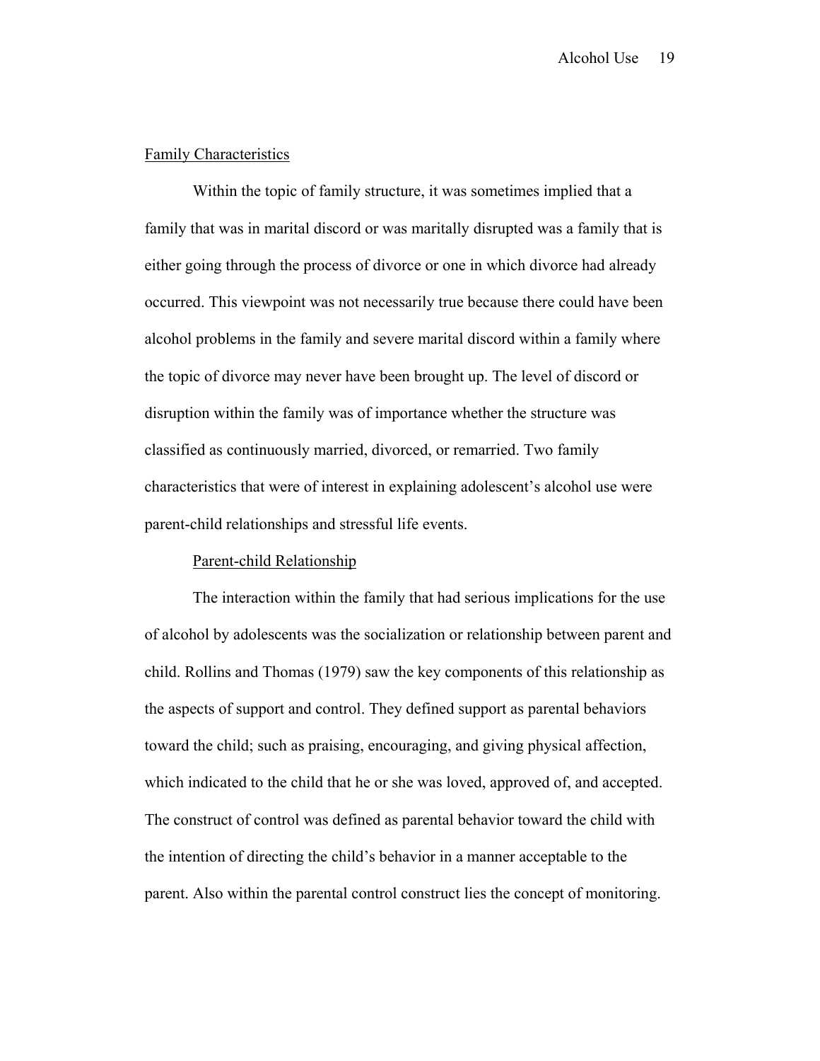## Family Characteristics

Within the topic of family structure, it was sometimes implied that a family that was in marital discord or was maritally disrupted was a family that is either going through the process of divorce or one in which divorce had already occurred. This viewpoint was not necessarily true because there could have been alcohol problems in the family and severe marital discord within a family where the topic of divorce may never have been brought up. The level of discord or disruption within the family was of importance whether the structure was classified as continuously married, divorced, or remarried. Two family characteristics that were of interest in explaining adolescent's alcohol use were parent-child relationships and stressful life events.

### Parent-child Relationship

The interaction within the family that had serious implications for the use of alcohol by adolescents was the socialization or relationship between parent and child. Rollins and Thomas (1979) saw the key components of this relationship as the aspects of support and control. They defined support as parental behaviors toward the child; such as praising, encouraging, and giving physical affection, which indicated to the child that he or she was loved, approved of, and accepted. The construct of control was defined as parental behavior toward the child with the intention of directing the child's behavior in a manner acceptable to the parent. Also within the parental control construct lies the concept of monitoring.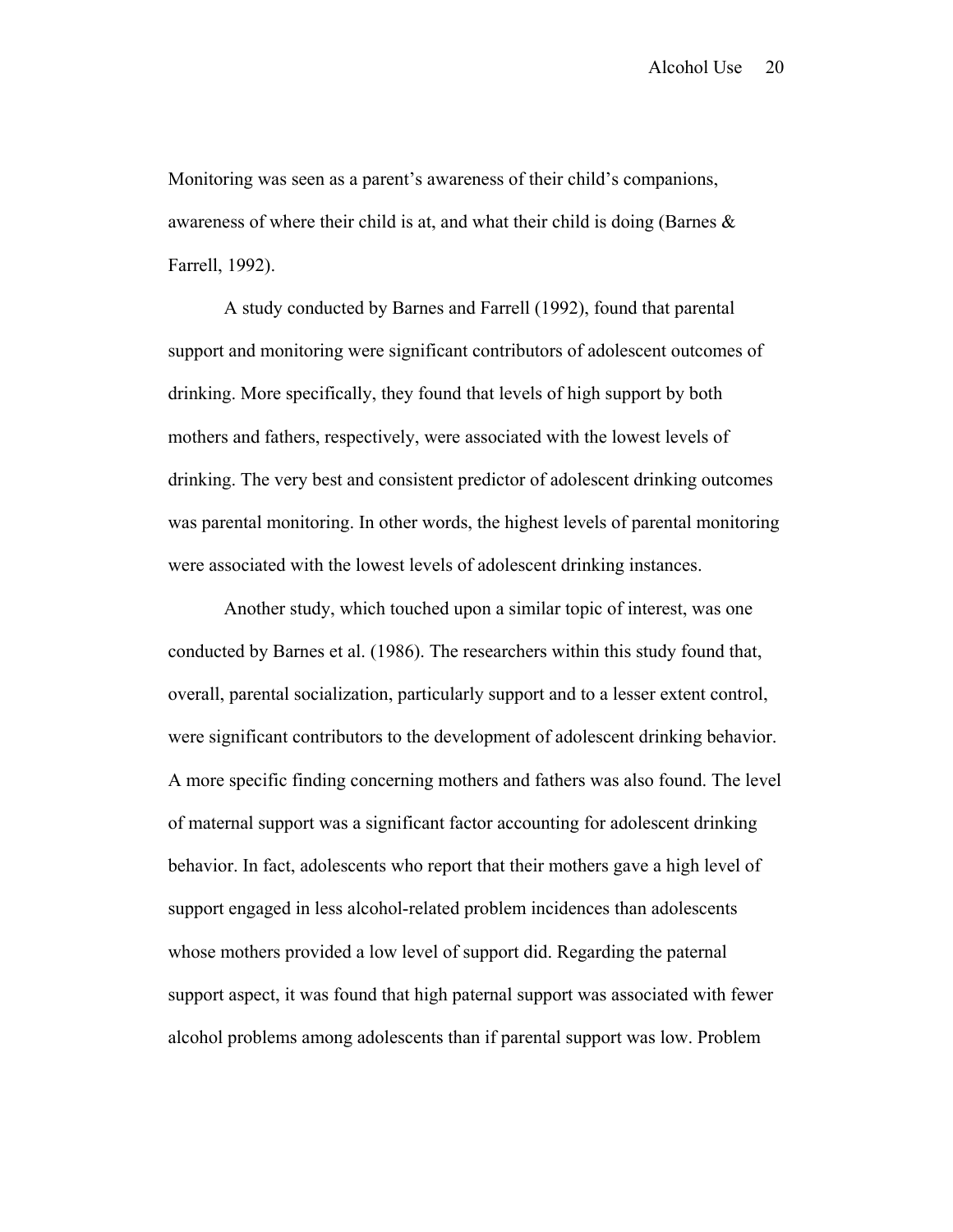Monitoring was seen as a parent's awareness of their child's companions, awareness of where their child is at, and what their child is doing (Barnes & Farrell, 1992).

A study conducted by Barnes and Farrell (1992), found that parental support and monitoring were significant contributors of adolescent outcomes of drinking. More specifically, they found that levels of high support by both mothers and fathers, respectively, were associated with the lowest levels of drinking. The very best and consistent predictor of adolescent drinking outcomes was parental monitoring. In other words, the highest levels of parental monitoring were associated with the lowest levels of adolescent drinking instances.

Another study, which touched upon a similar topic of interest, was one conducted by Barnes et al. (1986). The researchers within this study found that, overall, parental socialization, particularly support and to a lesser extent control, were significant contributors to the development of adolescent drinking behavior. A more specific finding concerning mothers and fathers was also found. The level of maternal support was a significant factor accounting for adolescent drinking behavior. In fact, adolescents who report that their mothers gave a high level of support engaged in less alcohol-related problem incidences than adolescents whose mothers provided a low level of support did. Regarding the paternal support aspect, it was found that high paternal support was associated with fewer alcohol problems among adolescents than if parental support was low. Problem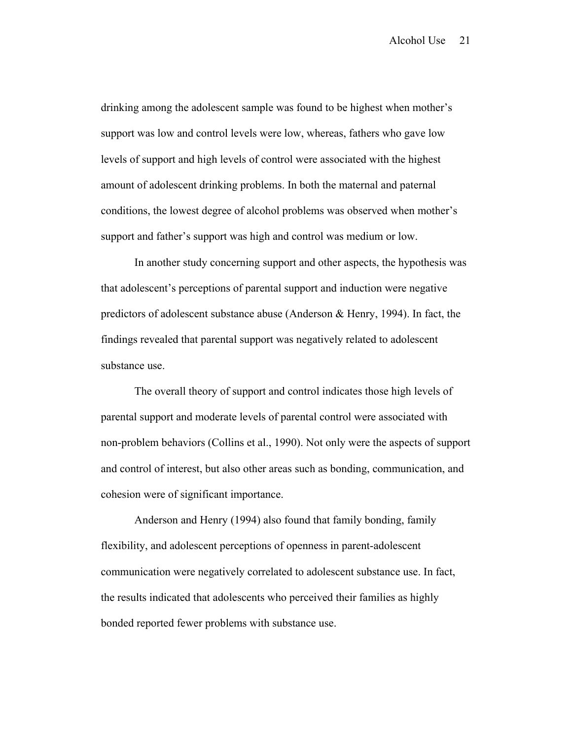drinking among the adolescent sample was found to be highest when mother's support was low and control levels were low, whereas, fathers who gave low levels of support and high levels of control were associated with the highest amount of adolescent drinking problems. In both the maternal and paternal conditions, the lowest degree of alcohol problems was observed when mother's support and father's support was high and control was medium or low.

In another study concerning support and other aspects, the hypothesis was that adolescent's perceptions of parental support and induction were negative predictors of adolescent substance abuse (Anderson & Henry, 1994). In fact, the findings revealed that parental support was negatively related to adolescent substance use.

The overall theory of support and control indicates those high levels of parental support and moderate levels of parental control were associated with non-problem behaviors (Collins et al., 1990). Not only were the aspects of support and control of interest, but also other areas such as bonding, communication, and cohesion were of significant importance.

Anderson and Henry (1994) also found that family bonding, family flexibility, and adolescent perceptions of openness in parent-adolescent communication were negatively correlated to adolescent substance use. In fact, the results indicated that adolescents who perceived their families as highly bonded reported fewer problems with substance use.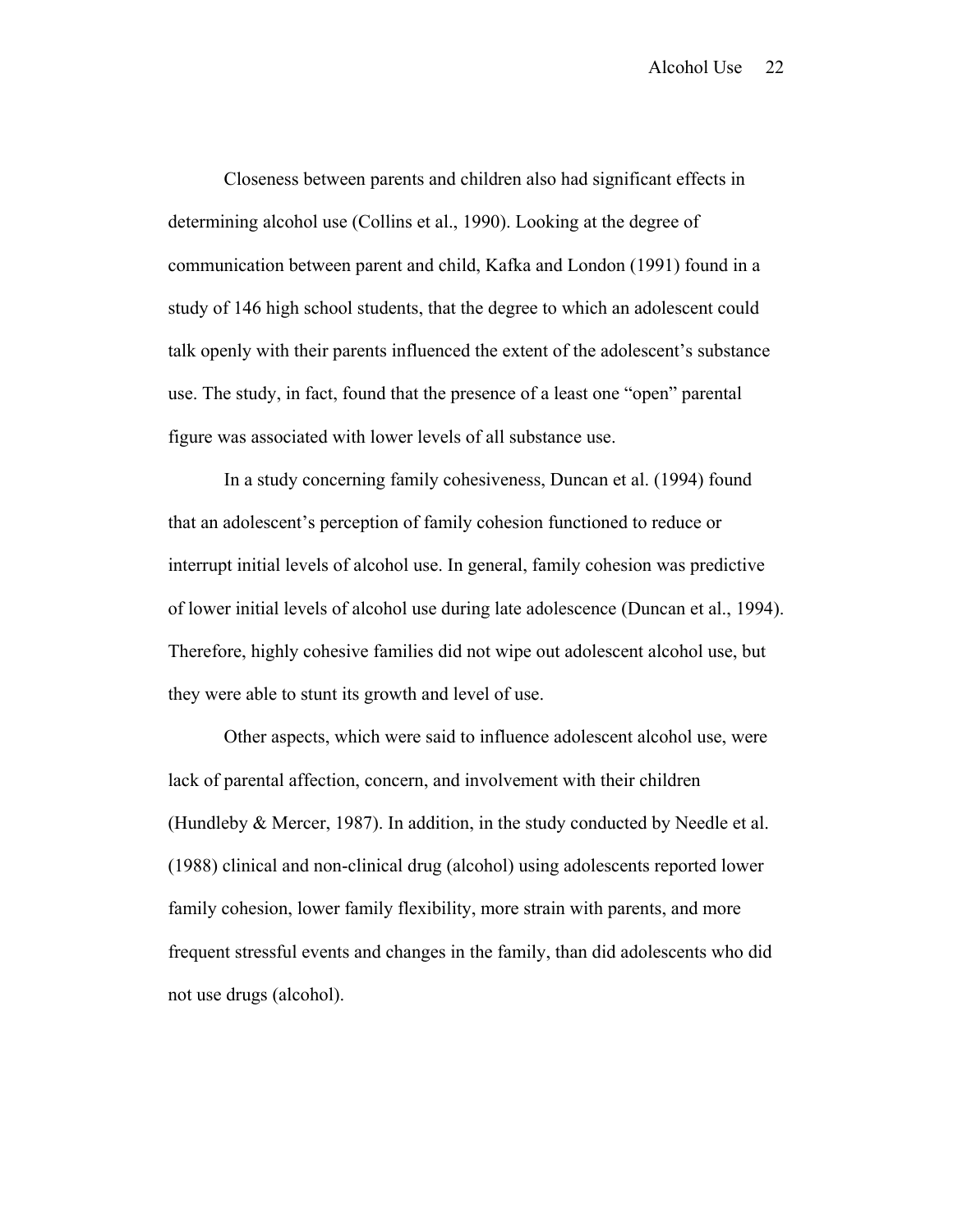Closeness between parents and children also had significant effects in determining alcohol use (Collins et al., 1990). Looking at the degree of communication between parent and child, Kafka and London (1991) found in a study of 146 high school students, that the degree to which an adolescent could talk openly with their parents influenced the extent of the adolescent's substance use. The study, in fact, found that the presence of a least one "open" parental figure was associated with lower levels of all substance use.

In a study concerning family cohesiveness, Duncan et al. (1994) found that an adolescent's perception of family cohesion functioned to reduce or interrupt initial levels of alcohol use. In general, family cohesion was predictive of lower initial levels of alcohol use during late adolescence (Duncan et al., 1994). Therefore, highly cohesive families did not wipe out adolescent alcohol use, but they were able to stunt its growth and level of use.

Other aspects, which were said to influence adolescent alcohol use, were lack of parental affection, concern, and involvement with their children (Hundleby & Mercer, 1987). In addition, in the study conducted by Needle et al. (1988) clinical and non-clinical drug (alcohol) using adolescents reported lower family cohesion, lower family flexibility, more strain with parents, and more frequent stressful events and changes in the family, than did adolescents who did not use drugs (alcohol).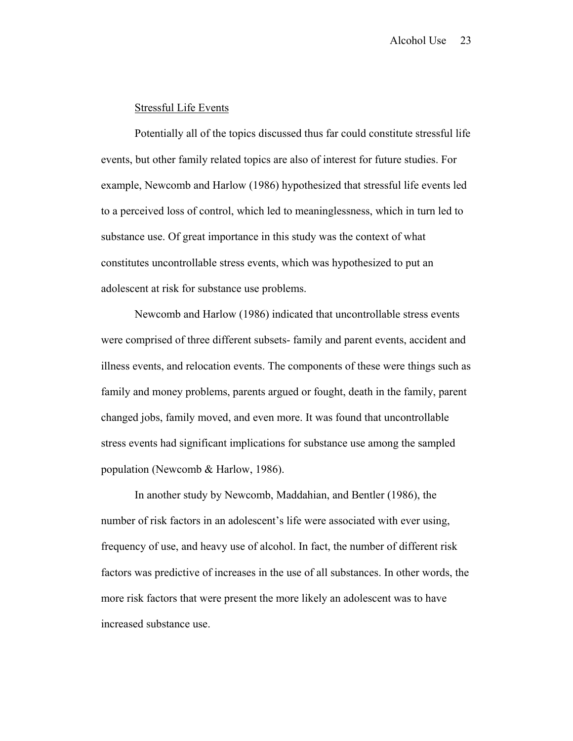### Stressful Life Events

Potentially all of the topics discussed thus far could constitute stressful life events, but other family related topics are also of interest for future studies. For example, Newcomb and Harlow (1986) hypothesized that stressful life events led to a perceived loss of control, which led to meaninglessness, which in turn led to substance use. Of great importance in this study was the context of what constitutes uncontrollable stress events, which was hypothesized to put an adolescent at risk for substance use problems.

Newcomb and Harlow (1986) indicated that uncontrollable stress events were comprised of three different subsets- family and parent events, accident and illness events, and relocation events. The components of these were things such as family and money problems, parents argued or fought, death in the family, parent changed jobs, family moved, and even more. It was found that uncontrollable stress events had significant implications for substance use among the sampled population (Newcomb & Harlow, 1986).

In another study by Newcomb, Maddahian, and Bentler (1986), the number of risk factors in an adolescent's life were associated with ever using, frequency of use, and heavy use of alcohol. In fact, the number of different risk factors was predictive of increases in the use of all substances. In other words, the more risk factors that were present the more likely an adolescent was to have increased substance use.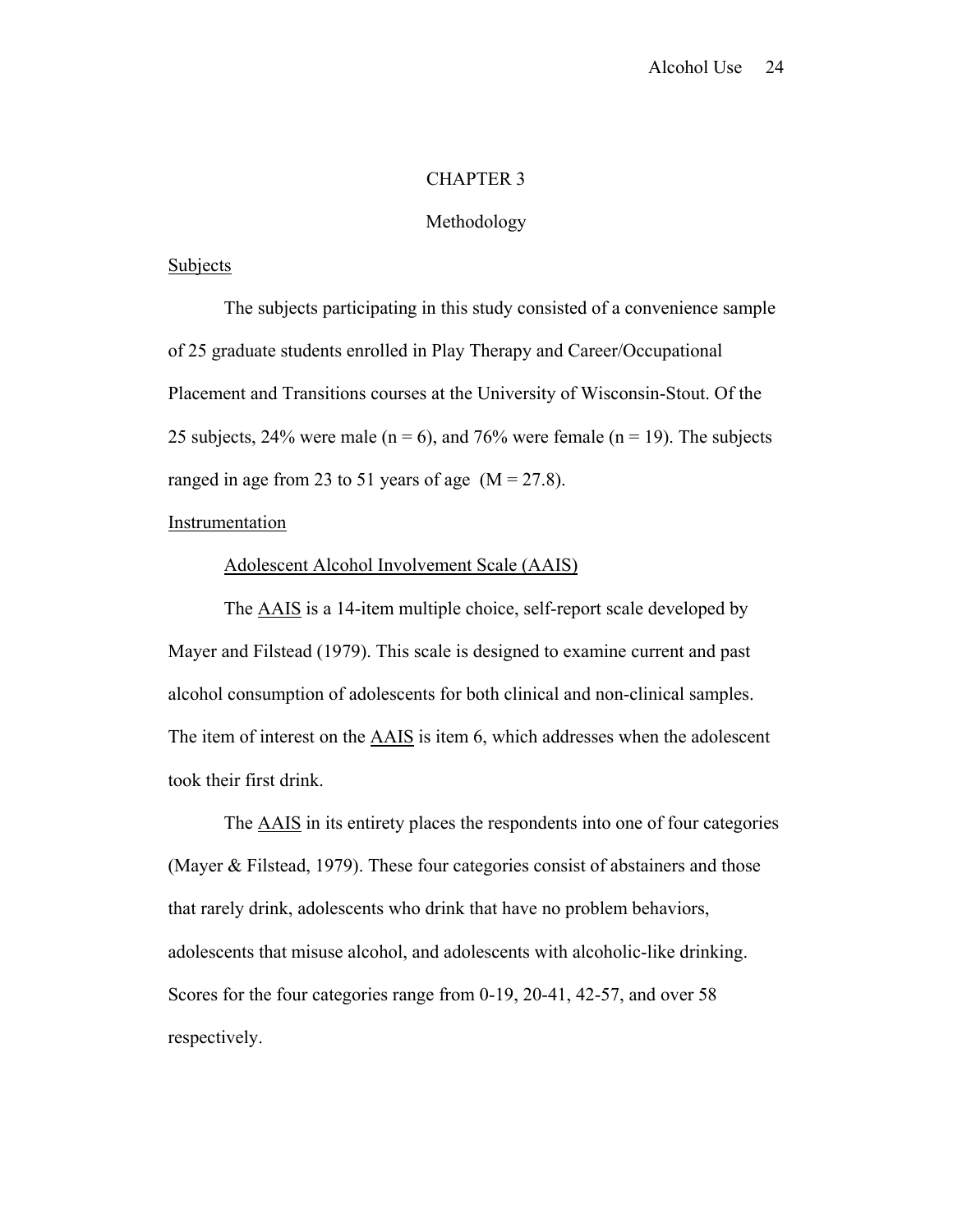# CHAPTER 3

## Methodology

### Subjects

The subjects participating in this study consisted of a convenience sample of 25 graduate students enrolled in Play Therapy and Career/Occupational Placement and Transitions courses at the University of Wisconsin-Stout. Of the 25 subjects, 24% were male (n = 6), and 76% were female (n = 19). The subjects ranged in age from 23 to 51 years of age (M = 27.8).

### Instrumentation

#### Adolescent Alcohol Involvement Scale (AAIS)

The AAIS is a 14-item multiple choice, self-report scale developed by Mayer and Filstead (1979). This scale is designed to examine current and past alcohol consumption of adolescents for both clinical and non-clinical samples. The item of interest on the AAIS is item 6, which addresses when the adolescent took their first drink.

The AAIS in its entirety places the respondents into one of four categories (Mayer & Filstead, 1979). These four categories consist of abstainers and those that rarely drink, adolescents who drink that have no problem behaviors, adolescents that misuse alcohol, and adolescents with alcoholic-like drinking. Scores for the four categories range from 0-19, 20-41, 42-57, and over 58 respectively.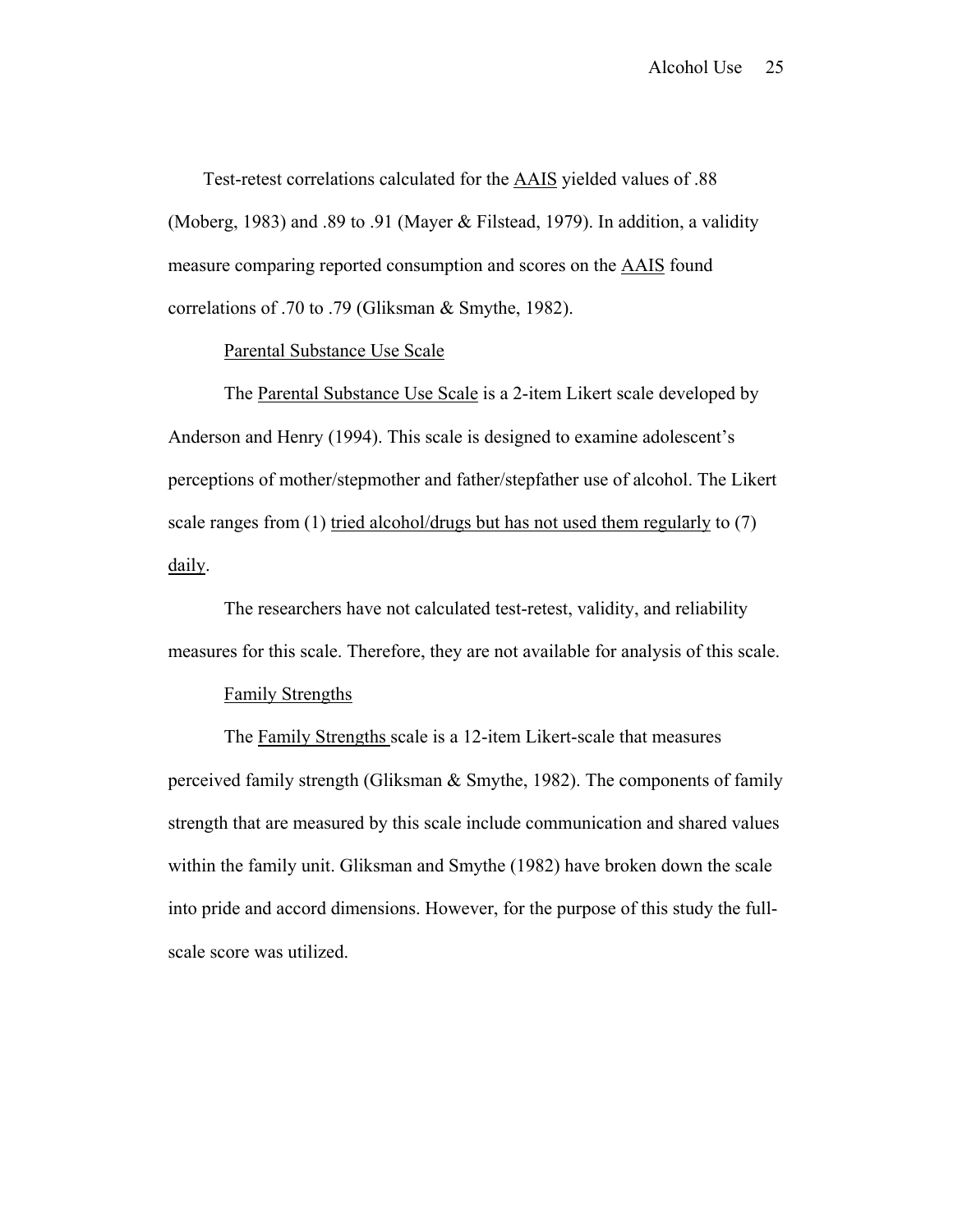Test-retest correlations calculated for the AAIS yielded values of .88 (Moberg, 1983) and .89 to .91 (Mayer & Filstead, 1979). In addition, a validity measure comparing reported consumption and scores on the AAIS found correlations of .70 to .79 (Gliksman & Smythe, 1982).

### Parental Substance Use Scale

The Parental Substance Use Scale is a 2-item Likert scale developed by Anderson and Henry (1994). This scale is designed to examine adolescent's perceptions of mother/stepmother and father/stepfather use of alcohol. The Likert scale ranges from (1) tried alcohol/drugs but has not used them regularly to (7) daily.

The researchers have not calculated test-retest, validity, and reliability measures for this scale. Therefore, they are not available for analysis of this scale.

### Family Strengths

The Family Strengths scale is a 12-item Likert-scale that measures perceived family strength (Gliksman & Smythe, 1982). The components of family strength that are measured by this scale include communication and shared values within the family unit. Gliksman and Smythe (1982) have broken down the scale into pride and accord dimensions. However, for the purpose of this study the full-scale score was utilized.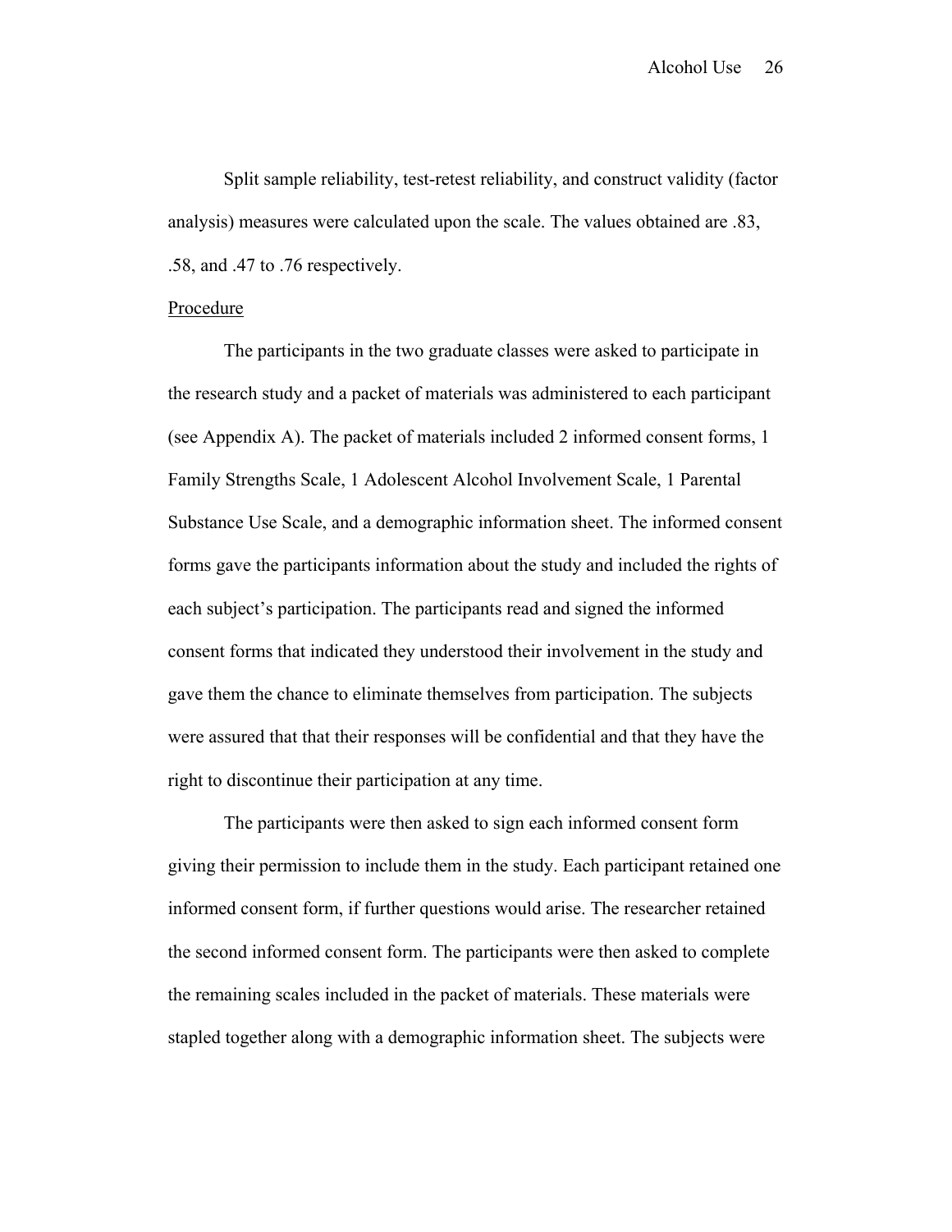Split sample reliability, test-retest reliability, and construct validity (factor analysis) measures were calculated upon the scale. The values obtained are .83, .58, and .47 to .76 respectively.

<u>Procedure</u>

The participants in the two graduate classes were asked to participate in the research study and a packet of materials was administered to each participant (see Appendix A). The packet of materials included 2 informed consent forms, 1 Family Strengths Scale, 1 Adolescent Alcohol Involvement Scale, 1 Parental Substance Use Scale, and a demographic information sheet. The informed consent forms gave the participants information about the study and included the rights of each subject's participation. The participants read and signed the informed consent forms that indicated they understood their involvement in the study and gave them the chance to eliminate themselves from participation. The subjects were assured that that their responses will be confidential and that they have the right to discontinue their participation at any time.

The participants were then asked to sign each informed consent form giving their permission to include them in the study. Each participant retained one informed consent form, if further questions would arise. The researcher retained the second informed consent form. The participants were then asked to complete the remaining scales included in the packet of materials. These materials were stapled together along with a demographic information sheet. The subjects were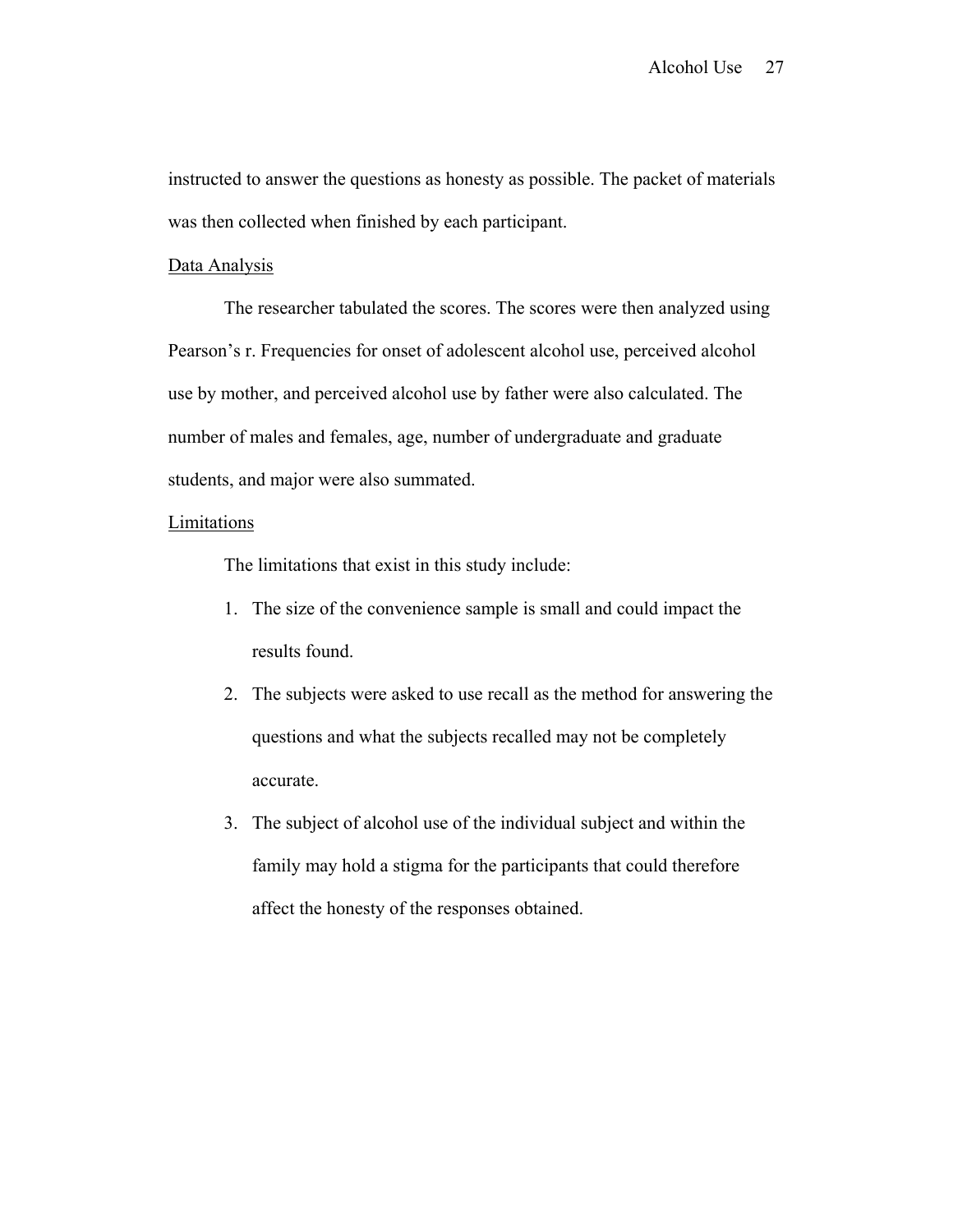instructed to answer the questions as honesty as possible. The packet of materials was then collected when finished by each participant.

## Data Analysis

The researcher tabulated the scores. The scores were then analyzed using Pearson's r. Frequencies for onset of adolescent alcohol use, perceived alcohol use by mother, and perceived alcohol use by father were also calculated. The number of males and females, age, number of undergraduate and graduate students, and major were also summated.

## Limitations

The limitations that exist in this study include:

1. The size of the convenience sample is small and could impact the results found.
2. The subjects were asked to use recall as the method for answering the questions and what the subjects recalled may not be completely accurate.
3. The subject of alcohol use of the individual subject and within the family may hold a stigma for the participants that could therefore affect the honesty of the responses obtained.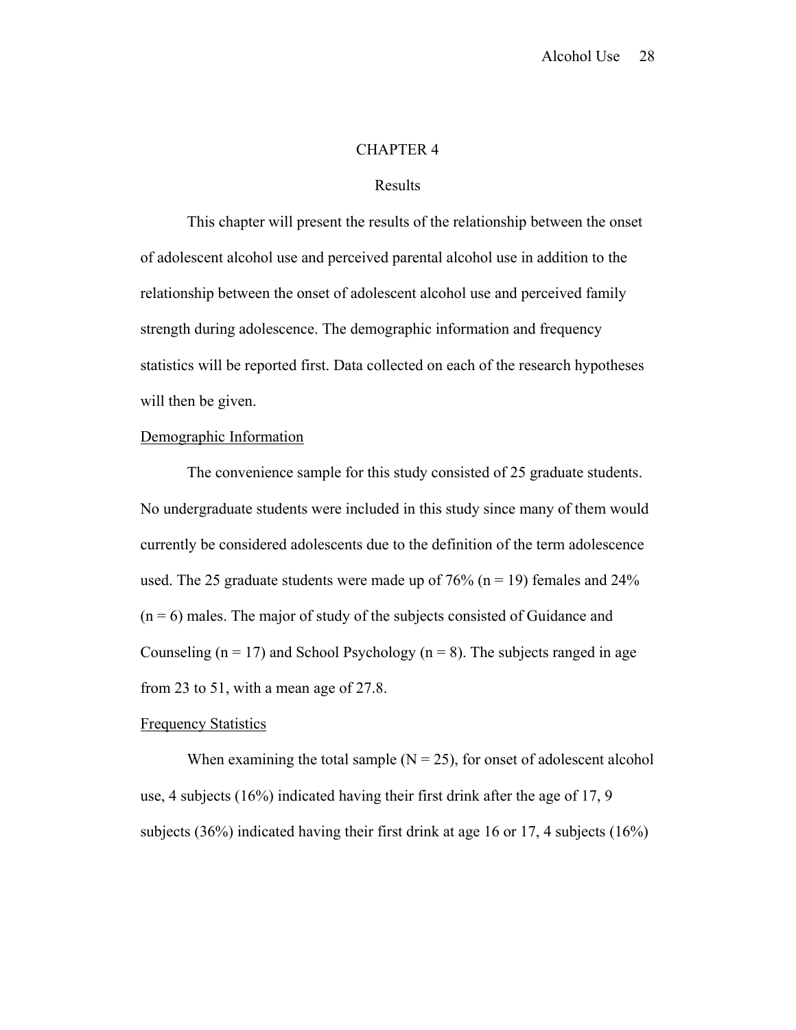# CHAPTER 4

## Results

This chapter will present the results of the relationship between the onset of adolescent alcohol use and perceived parental alcohol use in addition to the relationship between the onset of adolescent alcohol use and perceived family strength during adolescence. The demographic information and frequency statistics will be reported first. Data collected on each of the research hypotheses will then be given.

### Demographic Information

The convenience sample for this study consisted of 25 graduate students. No undergraduate students were included in this study since many of them would currently be considered adolescents due to the definition of the term adolescence used. The 25 graduate students were made up of 76% ($n = 19$) females and 24% ($n = 6$) males. The major of study of the subjects consisted of Guidance and Counseling ($n = 17$) and School Psychology ($n = 8$). The subjects ranged in age from 23 to 51, with a mean age of 27.8.

### Frequency Statistics

When examining the total sample ($N = 25$), for onset of adolescent alcohol use, 4 subjects (16%) indicated having their first drink after the age of 17, 9 subjects (36%) indicated having their first drink at age 16 or 17, 4 subjects (16%)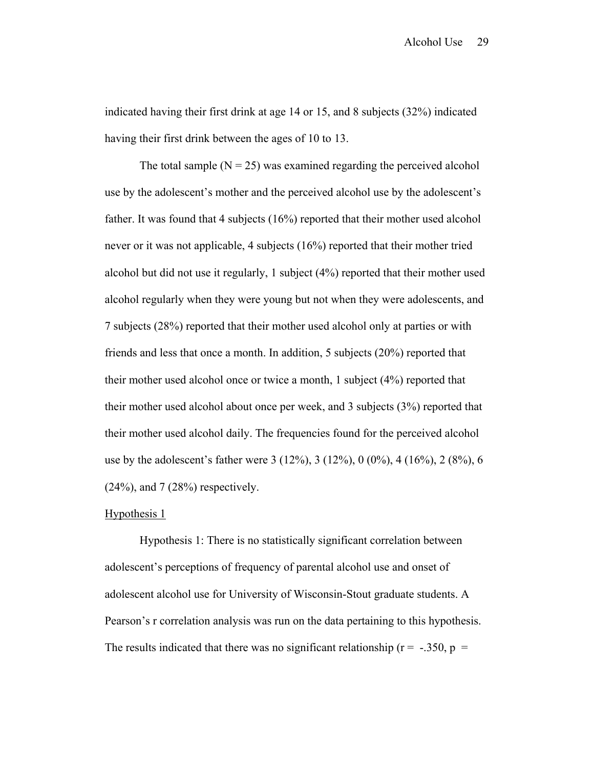indicated having their first drink at age 14 or 15, and 8 subjects (32%) indicated having their first drink between the ages of 10 to 13.

The total sample (N = 25) was examined regarding the perceived alcohol use by the adolescent's mother and the perceived alcohol use by the adolescent's father. It was found that 4 subjects (16%) reported that their mother used alcohol never or it was not applicable, 4 subjects (16%) reported that their mother tried alcohol but did not use it regularly, 1 subject (4%) reported that their mother used alcohol regularly when they were young but not when they were adolescents, and 7 subjects (28%) reported that their mother used alcohol only at parties or with friends and less that once a month. In addition, 5 subjects (20%) reported that their mother used alcohol once or twice a month, 1 subject (4%) reported that their mother used alcohol about once per week, and 3 subjects (3%) reported that their mother used alcohol daily. The frequencies found for the perceived alcohol use by the adolescent's father were 3 (12%), 3 (12%), 0 (0%), 4 (16%), 2 (8%), 6 (24%), and 7 (28%) respectively.

Hypothesis 1

Hypothesis 1: There is no statistically significant correlation between adolescent's perceptions of frequency of parental alcohol use and onset of adolescent alcohol use for University of Wisconsin-Stout graduate students. A Pearson's r correlation analysis was run on the data pertaining to this hypothesis. The results indicated that there was no significant relationship ($r = -.350$, $p =$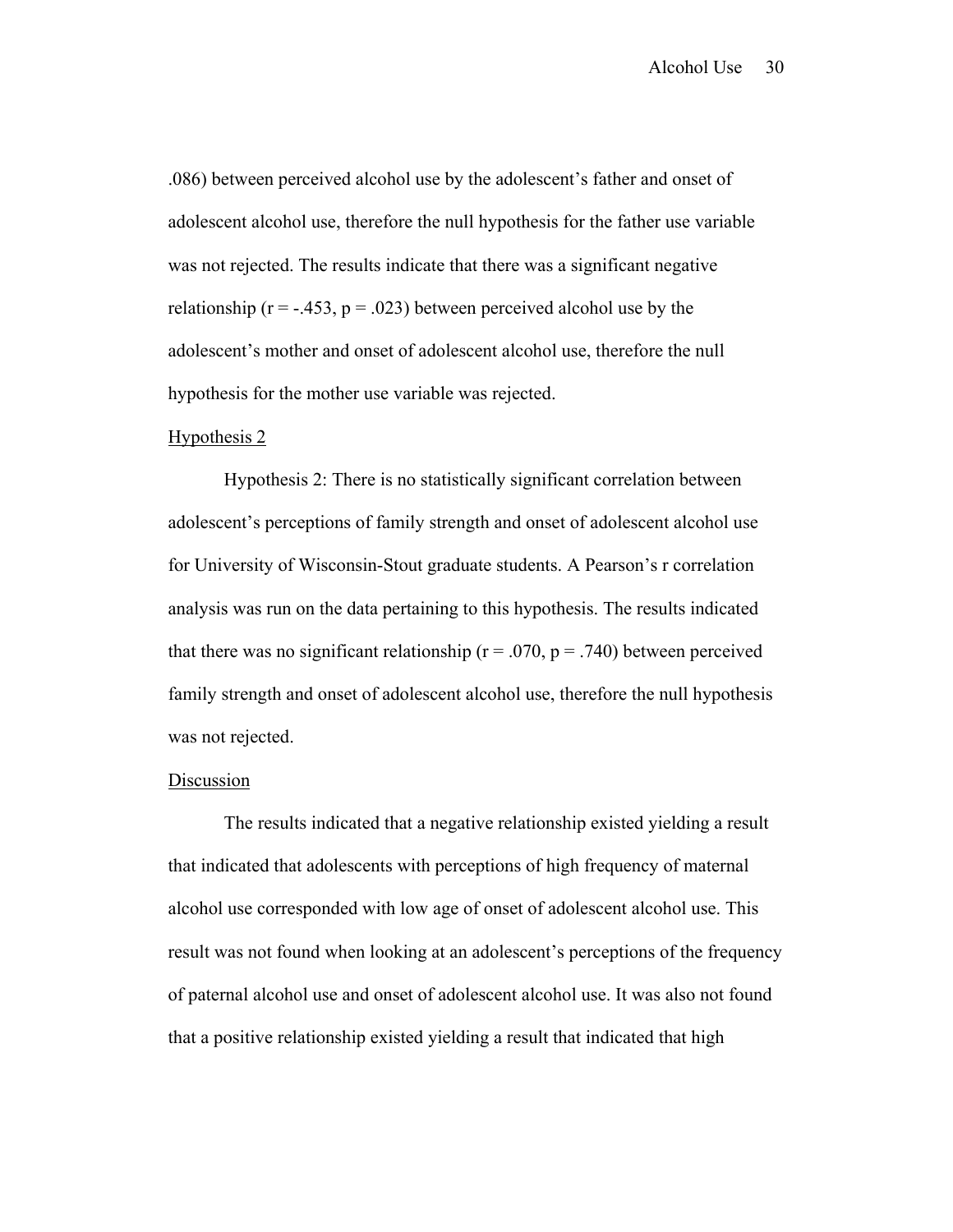.086) between perceived alcohol use by the adolescent's father and onset of adolescent alcohol use, therefore the null hypothesis for the father use variable was not rejected. The results indicate that there was a significant negative relationship ($r = -.453$, $p = .023$) between perceived alcohol use by the adolescent's mother and onset of adolescent alcohol use, therefore the null hypothesis for the mother use variable was rejected.

## Hypothesis 2

Hypothesis 2: There is no statistically significant correlation between adolescent's perceptions of family strength and onset of adolescent alcohol use for University of Wisconsin-Stout graduate students. A Pearson's r correlation analysis was run on the data pertaining to this hypothesis. The results indicated that there was no significant relationship ($r = .070$, $p = .740$) between perceived family strength and onset of adolescent alcohol use, therefore the null hypothesis was not rejected.

## Discussion

The results indicated that a negative relationship existed yielding a result that indicated that adolescents with perceptions of high frequency of maternal alcohol use corresponded with low age of onset of adolescent alcohol use. This result was not found when looking at an adolescent's perceptions of the frequency of paternal alcohol use and onset of adolescent alcohol use. It was also not found that a positive relationship existed yielding a result that indicated that high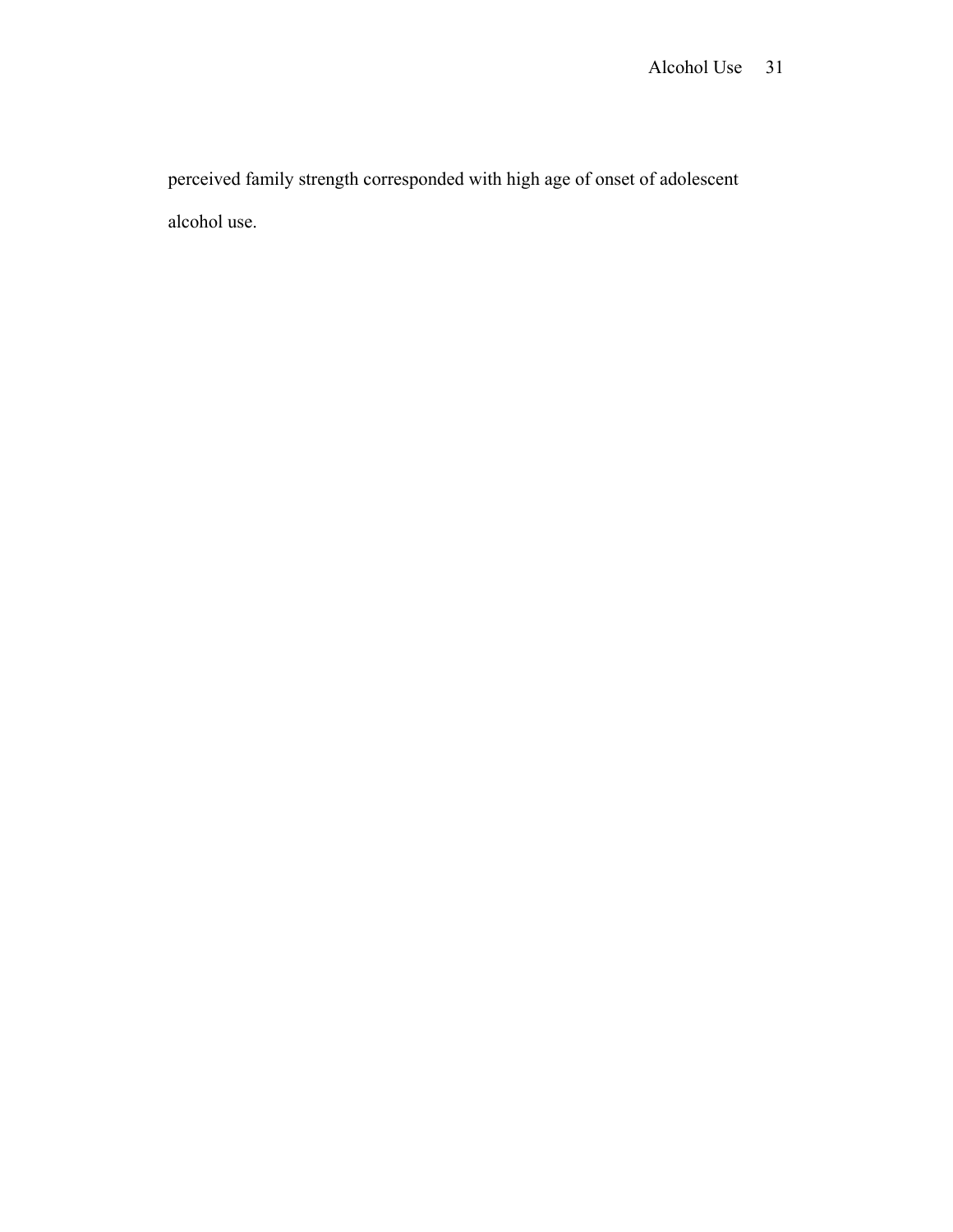perceived family strength corresponded with high age of onset of adolescent alcohol use.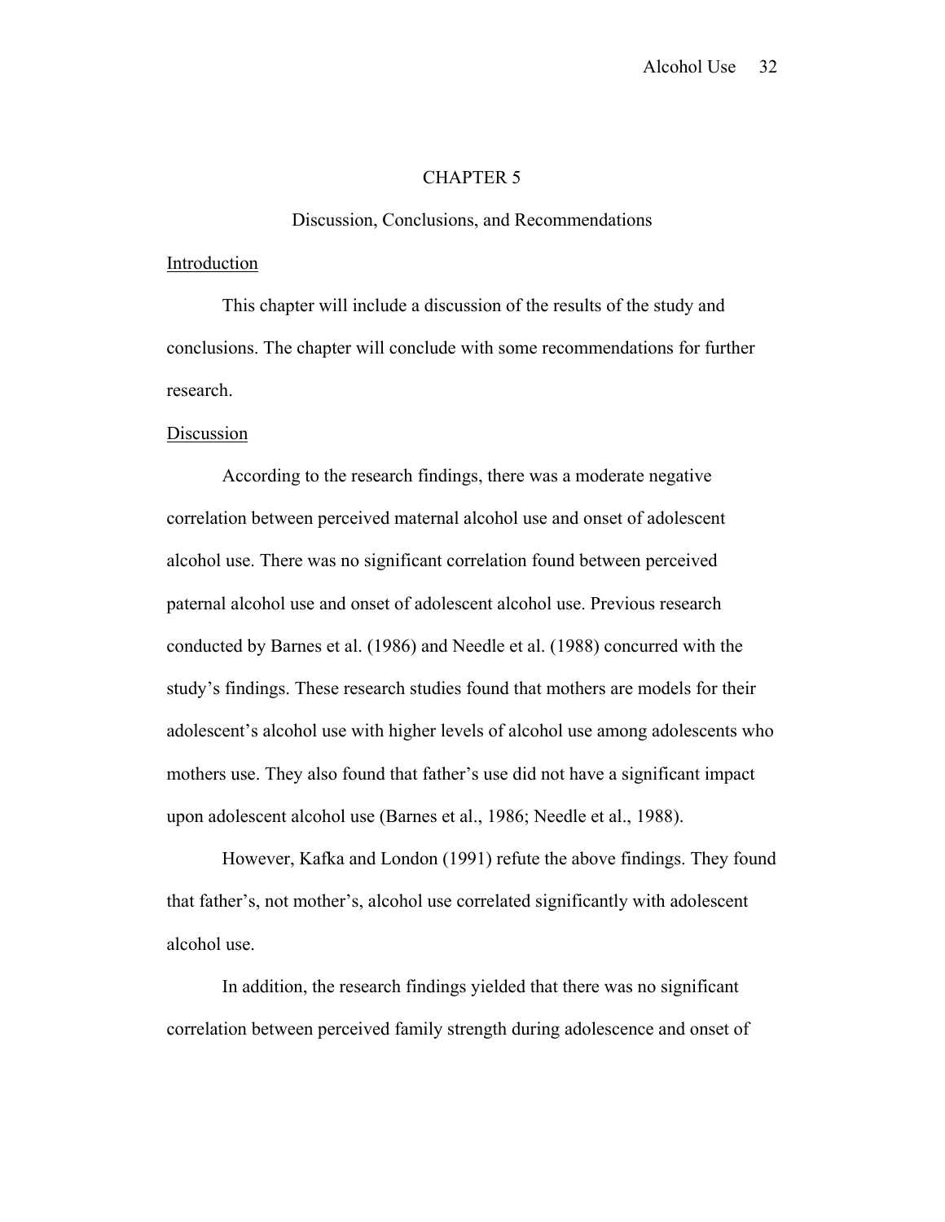# CHAPTER 5

## Discussion, Conclusions, and Recommendations

### Introduction

This chapter will include a discussion of the results of the study and conclusions. The chapter will conclude with some recommendations for further research.

### Discussion

According to the research findings, there was a moderate negative correlation between perceived maternal alcohol use and onset of adolescent alcohol use. There was no significant correlation found between perceived paternal alcohol use and onset of adolescent alcohol use. Previous research conducted by Barnes et al. (1986) and Needle et al. (1988) concurred with the study's findings. These research studies found that mothers are models for their adolescent's alcohol use with higher levels of alcohol use among adolescents who mothers use. They also found that father's use did not have a significant impact upon adolescent alcohol use (Barnes et al., 1986; Needle et al., 1988).

However, Kafka and London (1991) refute the above findings. They found that father's, not mother's, alcohol use correlated significantly with adolescent alcohol use.

In addition, the research findings yielded that there was no significant correlation between perceived family strength during adolescence and onset of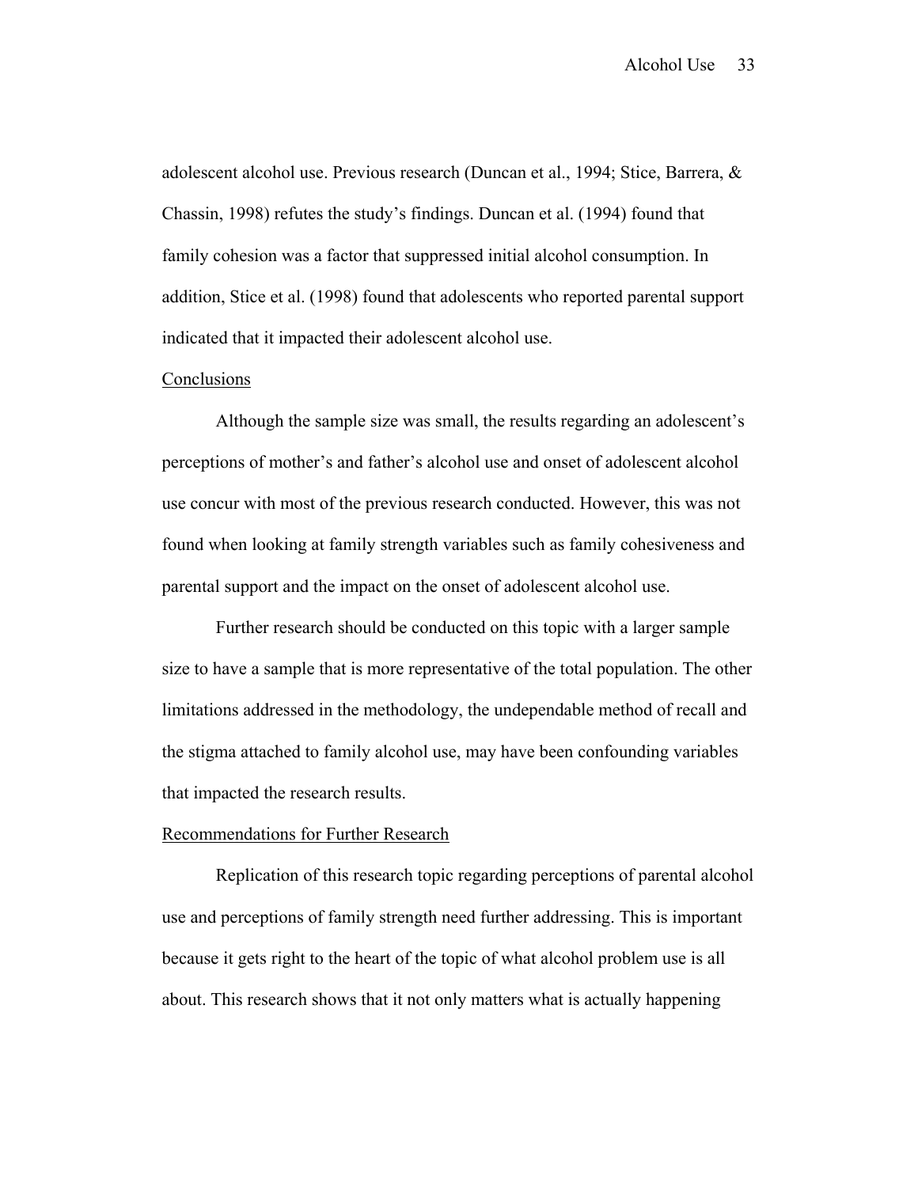adolescent alcohol use. Previous research (Duncan et al., 1994; Stice, Barrera, & Chassin, 1998) refutes the study's findings. Duncan et al. (1994) found that family cohesion was a factor that suppressed initial alcohol consumption. In addition, Stice et al. (1998) found that adolescents who reported parental support indicated that it impacted their adolescent alcohol use.

## Conclusions

Although the sample size was small, the results regarding an adolescent's perceptions of mother's and father's alcohol use and onset of adolescent alcohol use concur with most of the previous research conducted. However, this was not found when looking at family strength variables such as family cohesiveness and parental support and the impact on the onset of adolescent alcohol use.

Further research should be conducted on this topic with a larger sample size to have a sample that is more representative of the total population. The other limitations addressed in the methodology, the undependable method of recall and the stigma attached to family alcohol use, may have been confounding variables that impacted the research results.

## Recommendations for Further Research

Replication of this research topic regarding perceptions of parental alcohol use and perceptions of family strength need further addressing. This is important because it gets right to the heart of the topic of what alcohol problem use is all about. This research shows that it not only matters what is actually happening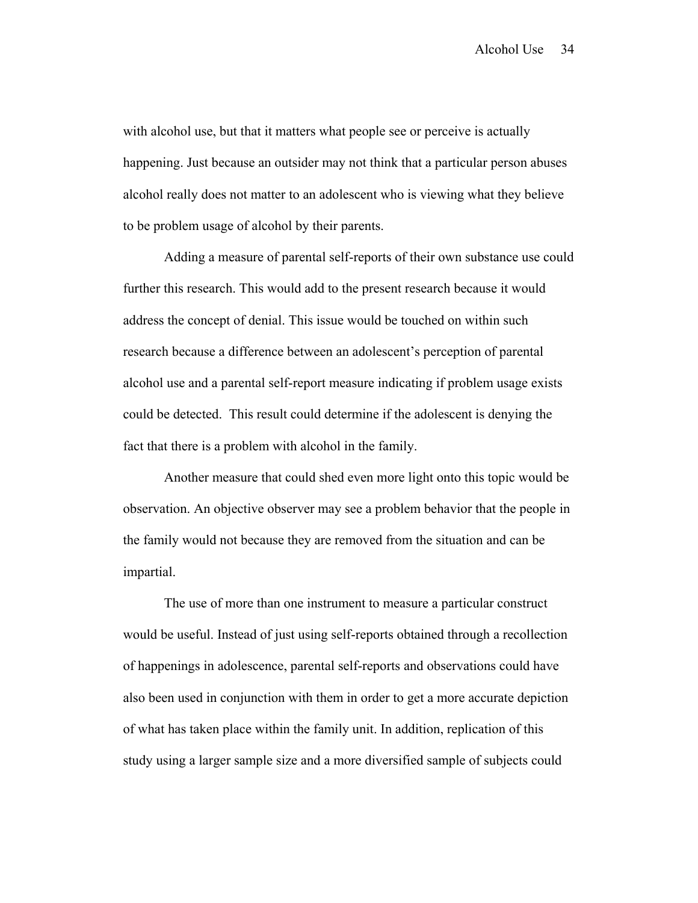with alcohol use, but that it matters what people see or perceive is actually happening. Just because an outsider may not think that a particular person abuses alcohol really does not matter to an adolescent who is viewing what they believe to be problem usage of alcohol by their parents.

Adding a measure of parental self-reports of their own substance use could further this research. This would add to the present research because it would address the concept of denial. This issue would be touched on within such research because a difference between an adolescent's perception of parental alcohol use and a parental self-report measure indicating if problem usage exists could be detected. This result could determine if the adolescent is denying the fact that there is a problem with alcohol in the family.

Another measure that could shed even more light onto this topic would be observation. An objective observer may see a problem behavior that the people in the family would not because they are removed from the situation and can be impartial.

The use of more than one instrument to measure a particular construct would be useful. Instead of just using self-reports obtained through a recollection of happenings in adolescence, parental self-reports and observations could have also been used in conjunction with them in order to get a more accurate depiction of what has taken place within the family unit. In addition, replication of this study using a larger sample size and a more diversified sample of subjects could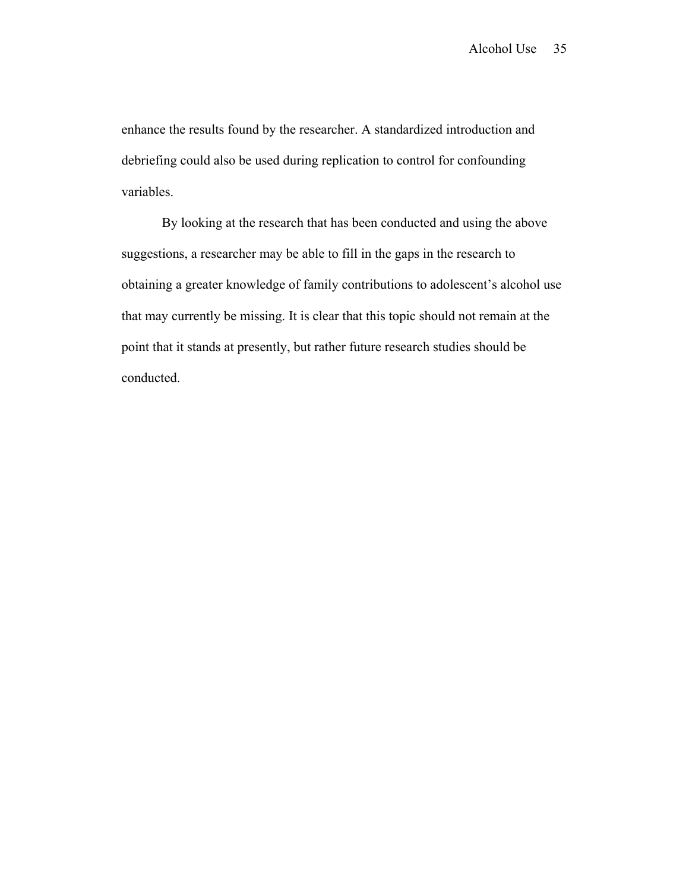enhance the results found by the researcher. A standardized introduction and debriefing could also be used during replication to control for confounding variables.

By looking at the research that has been conducted and using the above suggestions, a researcher may be able to fill in the gaps in the research to obtaining a greater knowledge of family contributions to adolescent's alcohol use that may currently be missing. It is clear that this topic should not remain at the point that it stands at presently, but rather future research studies should be conducted.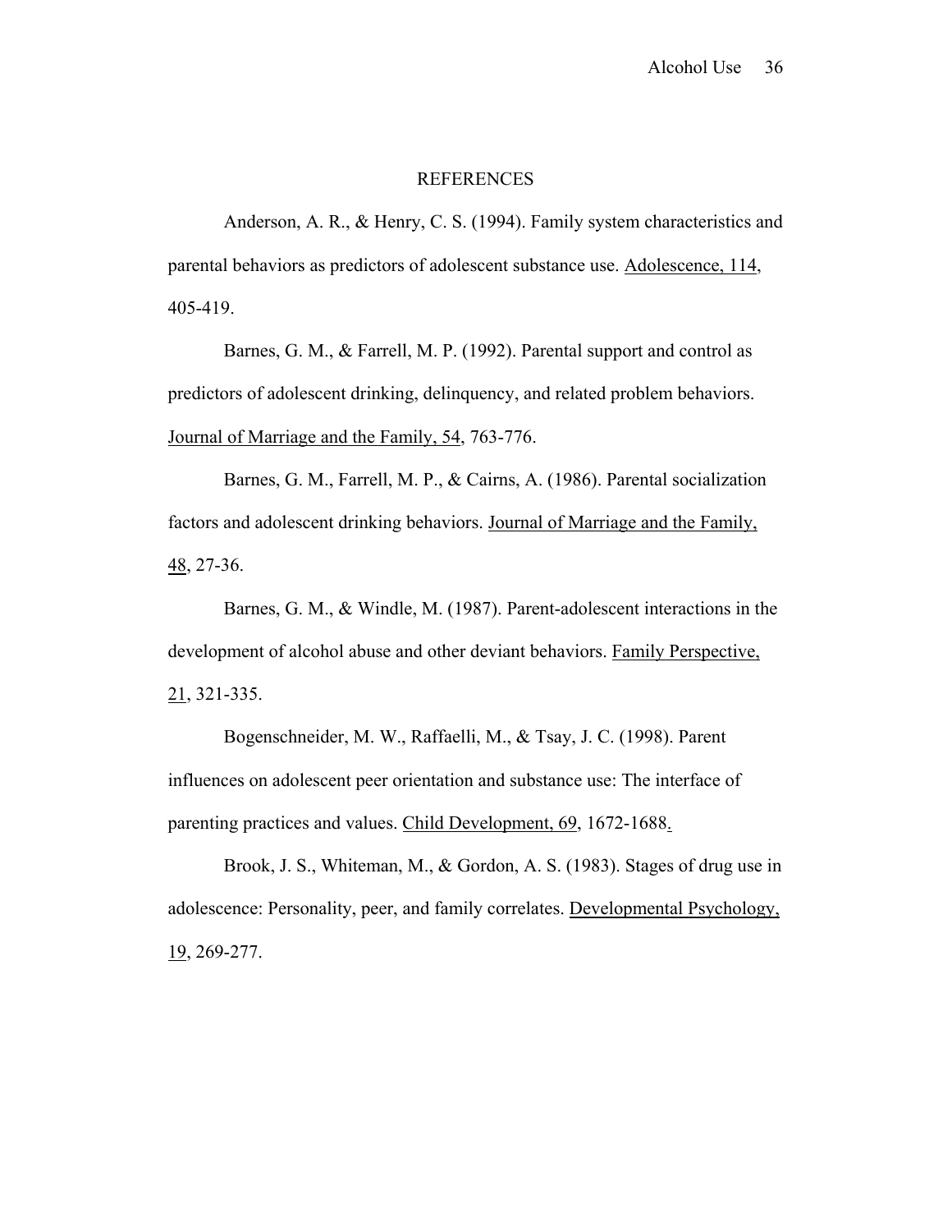# REFERENCES

Anderson, A. R., & Henry, C. S. (1994). Family system characteristics and parental behaviors as predictors of adolescent substance use. Adolescence, 114, 405-419.

Barnes, G. M., & Farrell, M. P. (1992). Parental support and control as predictors of adolescent drinking, delinquency, and related problem behaviors. Journal of Marriage and the Family, 54, 763-776.

Barnes, G. M., Farrell, M. P., & Cairns, A. (1986). Parental socialization factors and adolescent drinking behaviors. Journal of Marriage and the Family, 48, 27-36.

Barnes, G. M., & Windle, M. (1987). Parent-adolescent interactions in the development of alcohol abuse and other deviant behaviors. Family Perspective, 21, 321-335.

Bogenschneider, M. W., Raffaelli, M., & Tsay, J. C. (1998). Parent influences on adolescent peer orientation and substance use: The interface of parenting practices and values. Child Development, 69, 1672-1688.

Brook, J. S., Whiteman, M., & Gordon, A. S. (1983). Stages of drug use in adolescence: Personality, peer, and family correlates. Developmental Psychology, 19, 269-277.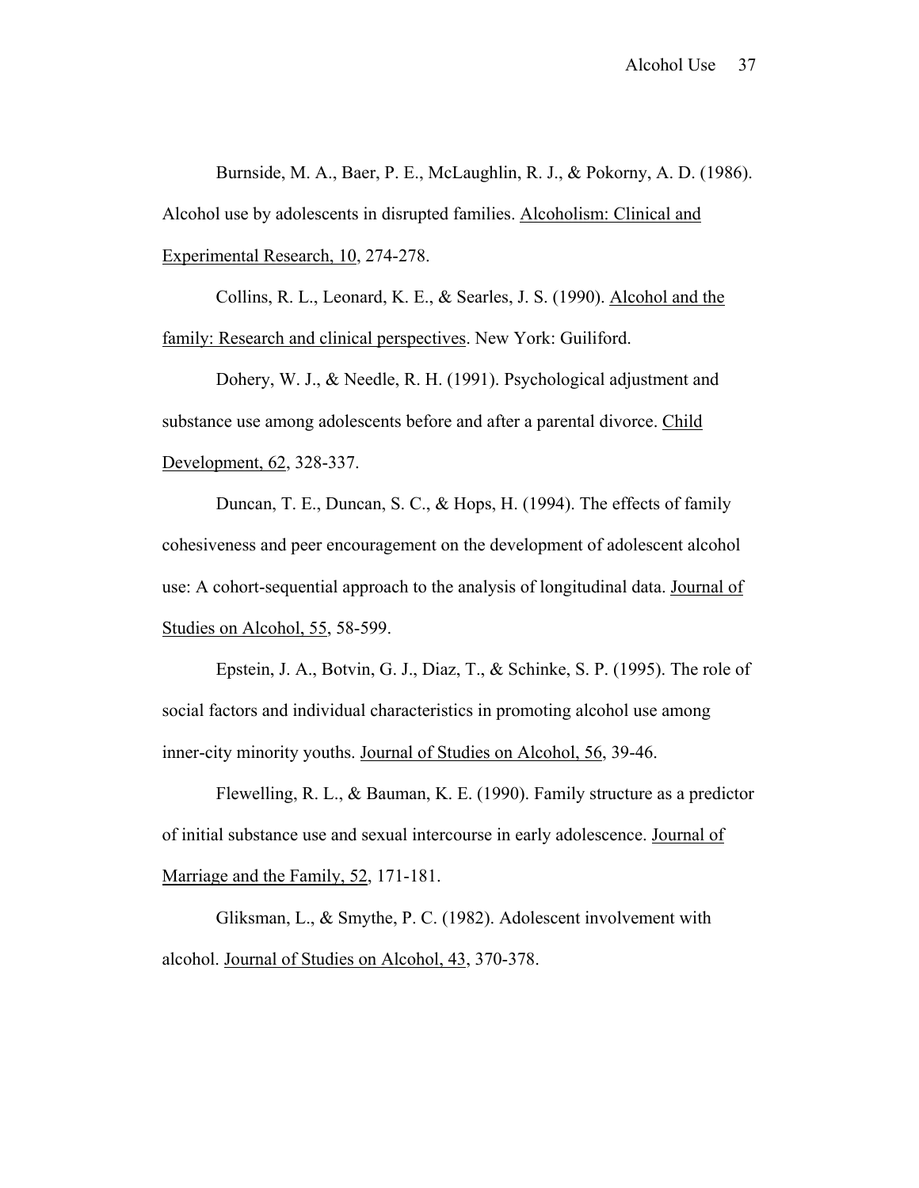Burnside, M. A., Baer, P. E., McLaughlin, R. J., & Pokorny, A. D. (1986). Alcohol use by adolescents in disrupted families. Alcoholism: Clinical and Experimental Research, 10, 274-278.

Collins, R. L., Leonard, K. E., & Searles, J. S. (1990). Alcohol and the family: Research and clinical perspectives. New York: Guiliford.

Dohery, W. J., & Needle, R. H. (1991). Psychological adjustment and substance use among adolescents before and after a parental divorce. Child Development, 62, 328-337.

Duncan, T. E., Duncan, S. C., & Hops, H. (1994). The effects of family cohesiveness and peer encouragement on the development of adolescent alcohol use: A cohort-sequential approach to the analysis of longitudinal data. Journal of Studies on Alcohol, 55, 58-599.

Epstein, J. A., Botvin, G. J., Diaz, T., & Schinke, S. P. (1995). The role of social factors and individual characteristics in promoting alcohol use among inner-city minority youths. Journal of Studies on Alcohol, 56, 39-46.

Flewelling, R. L., & Bauman, K. E. (1990). Family structure as a predictor of initial substance use and sexual intercourse in early adolescence. Journal of Marriage and the Family, 52, 171-181.

Gliksman, L., & Smythe, P. C. (1982). Adolescent involvement with alcohol. Journal of Studies on Alcohol, 43, 370-378.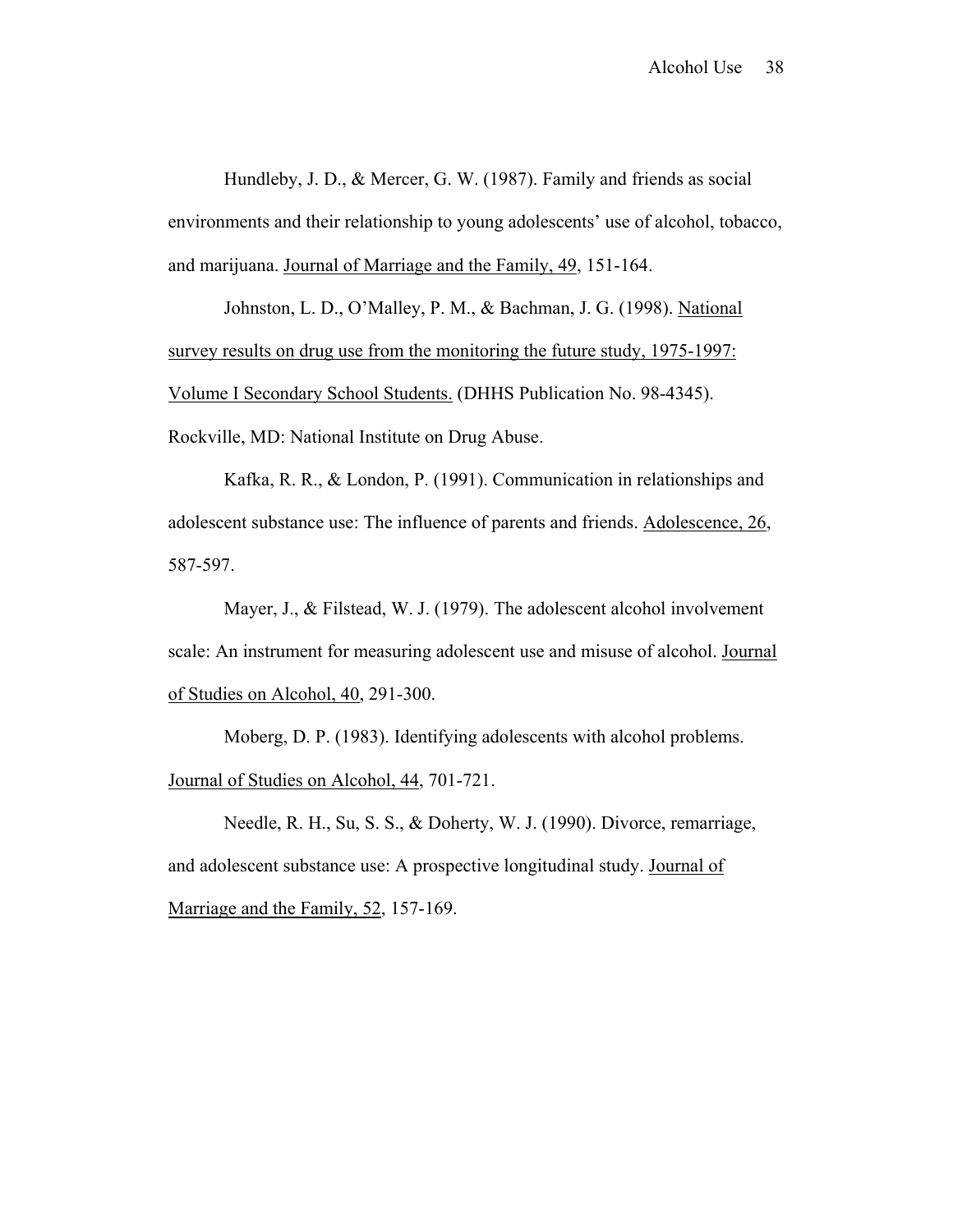Hundleby, J. D., & Mercer, G. W. (1987). Family and friends as social environments and their relationship to young adolescents' use of alcohol, tobacco, and marijuana. Journal of Marriage and the Family, 49, 151-164.

Johnston, L. D., O'Malley, P. M., & Bachman, J. G. (1998). National survey results on drug use from the monitoring the future study, 1975-1997: Volume I Secondary School Students. (DHHS Publication No. 98-4345). Rockville, MD: National Institute on Drug Abuse.

Kafka, R. R., & London, P. (1991). Communication in relationships and adolescent substance use: The influence of parents and friends. Adolescence, 26, 587-597.

Mayer, J., & Filstead, W. J. (1979). The adolescent alcohol involvement scale: An instrument for measuring adolescent use and misuse of alcohol. Journal of Studies on Alcohol, 40, 291-300.

Moberg, D. P. (1983). Identifying adolescents with alcohol problems. Journal of Studies on Alcohol, 44, 701-721.

Needle, R. H., Su, S. S., & Doherty, W. J. (1990). Divorce, remarriage, and adolescent substance use: A prospective longitudinal study. Journal of Marriage and the Family, 52, 157-169.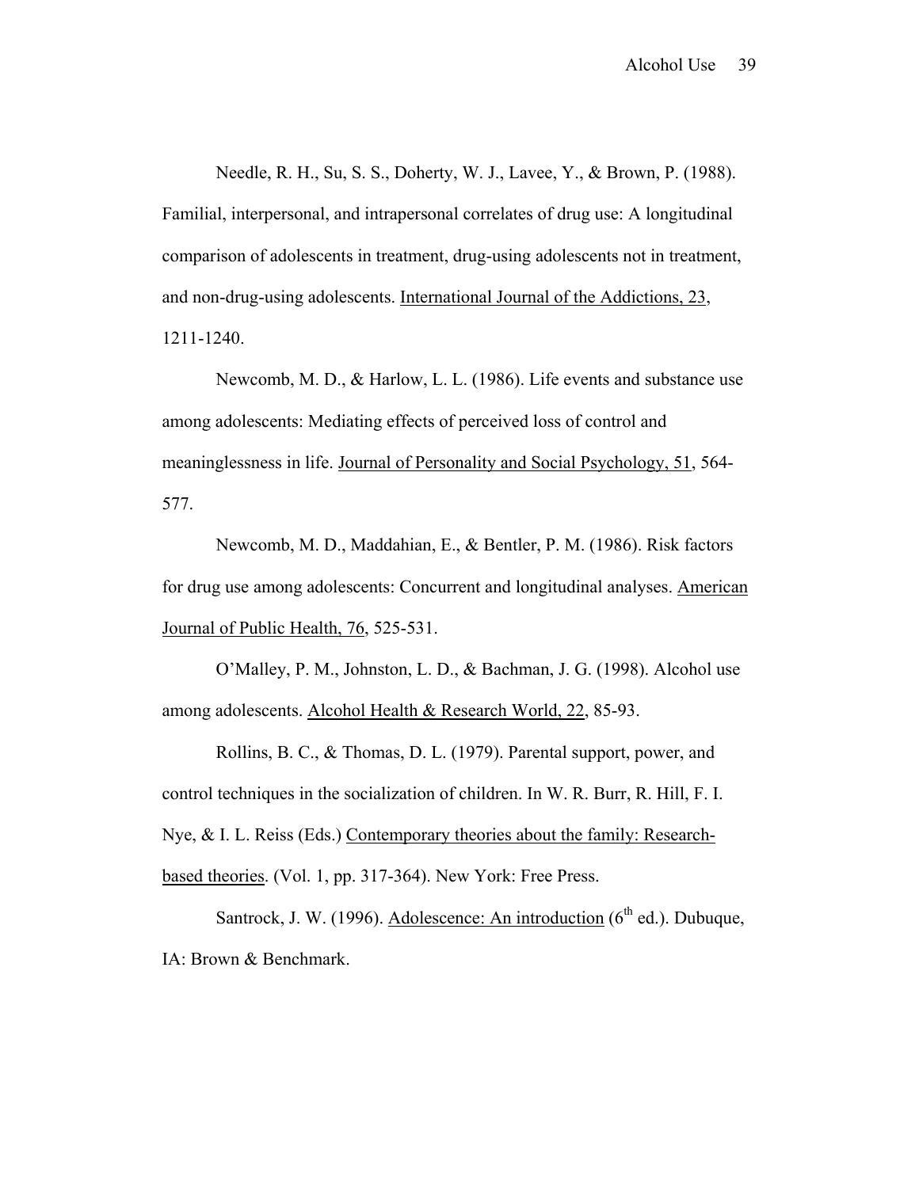Needle, R. H., Su, S. S., Doherty, W. J., Lavee, Y., & Brown, P. (1988). Familial, interpersonal, and intrapersonal correlates of drug use: A longitudinal comparison of adolescents in treatment, drug-using adolescents not in treatment, and non-drug-using adolescents. International Journal of the Addictions, 23, 1211-1240.

Newcomb, M. D., & Harlow, L. L. (1986). Life events and substance use among adolescents: Mediating effects of perceived loss of control and meaninglessness in life. Journal of Personality and Social Psychology, 51, 564-577.

Newcomb, M. D., Maddahian, E., & Bentler, P. M. (1986). Risk factors for drug use among adolescents: Concurrent and longitudinal analyses. American Journal of Public Health, 76, 525-531.

O'Malley, P. M., Johnston, L. D., & Bachman, J. G. (1998). Alcohol use among adolescents. Alcohol Health & Research World, 22, 85-93.

Rollins, B. C., & Thomas, D. L. (1979). Parental support, power, and control techniques in the socialization of children. In W. R. Burr, R. Hill, F. I. Nye, & I. L. Reiss (Eds.) Contemporary theories about the family: Research-based theories. (Vol. 1, pp. 317-364). New York: Free Press.

Santrock, J. W. (1996). Adolescence: An introduction (6th ed.). Dubuque, IA: Brown & Benchmark.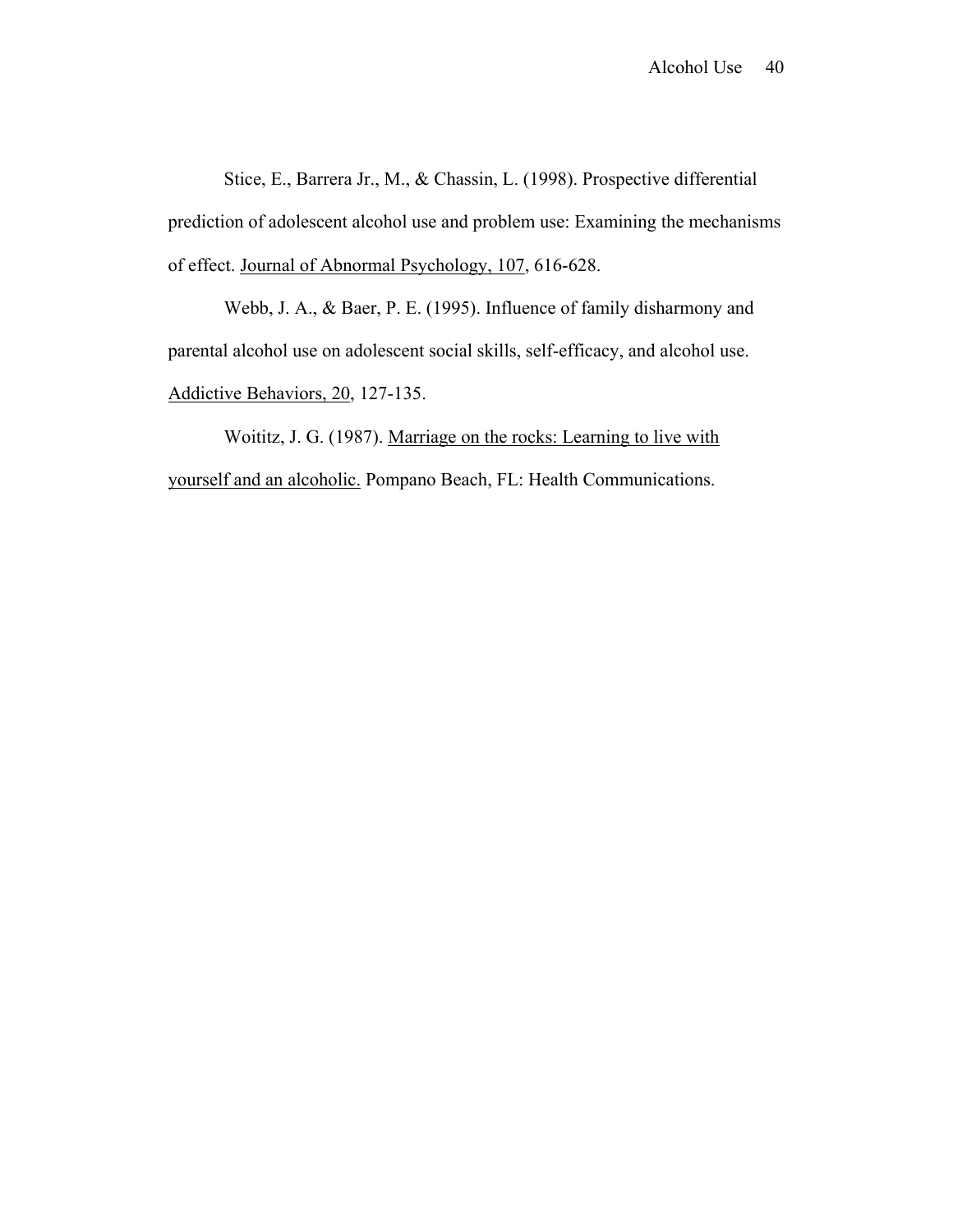Stice, E., Barrera Jr., M., & Chassin, L. (1998). Prospective differential prediction of adolescent alcohol use and problem use: Examining the mechanisms of effect. Journal of Abnormal Psychology, 107, 616-628.

Webb, J. A., & Baer, P. E. (1995). Influence of family disharmony and parental alcohol use on adolescent social skills, self-efficacy, and alcohol use. Addictive Behaviors, 20, 127-135.

Woititz, J. G. (1987). Marriage on the rocks: Learning to live with yourself and an alcoholic. Pompano Beach, FL: Health Communications.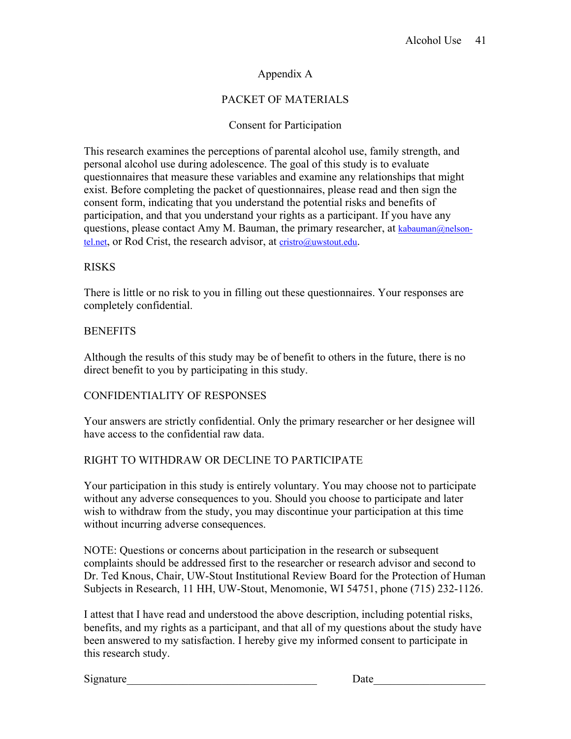# Appendix A

## PACKET OF MATERIALS

### Consent for Participation

This research examines the perceptions of parental alcohol use, family strength, and personal alcohol use during adolescence. The goal of this study is to evaluate questionnaires that measure these variables and examine any relationships that might exist. Before completing the packet of questionnaires, please read and then sign the consent form, indicating that you understand the potential risks and benefits of participation, and that you understand your rights as a participant. If you have any questions, please contact Amy M. Bauman, the primary researcher, at kabauman@nelson-tel.net, or Rod Crist, the research advisor, at cristro@uwstout.edu.

RISKS

There is little or no risk to you in filling out these questionnaires. Your responses are completely confidential.

BENEFITS

Although the results of this study may be of benefit to others in the future, there is no direct benefit to you by participating in this study.

CONFIDENTIALITY OF RESPONSES

Your answers are strictly confidential. Only the primary researcher or her designee will have access to the confidential raw data.

RIGHT TO WITHDRAW OR DECLINE TO PARTICIPATE

Your participation in this study is entirely voluntary. You may choose not to participate without any adverse consequences to you. Should you choose to participate and later wish to withdraw from the study, you may discontinue your participation at this time without incurring adverse consequences.

NOTE: Questions or concerns about participation in the research or subsequent complaints should be addressed first to the researcher or research advisor and second to Dr. Ted Knous, Chair, UW-Stout Institutional Review Board for the Protection of Human Subjects in Research, 11 HH, UW-Stout, Menomonie, WI 54751, phone (715) 232-1126.

I attest that I have read and understood the above description, including potential risks, benefits, and my rights as a participant, and that all of my questions about the study have been answered to my satisfaction. I hereby give my informed consent to participate in this research study.

Signature_________________________________ Date___________________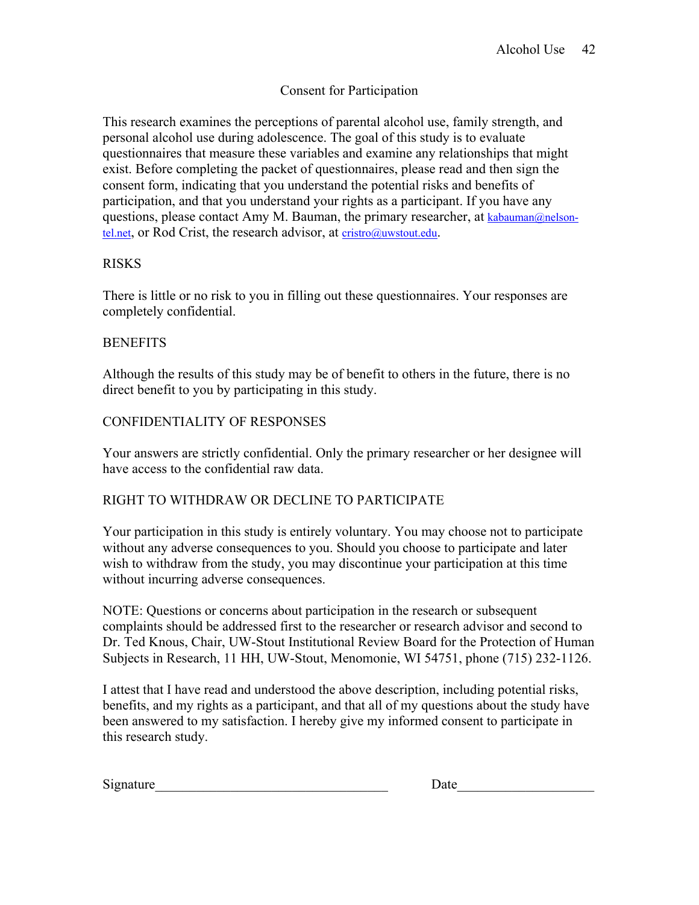## Consent for Participation

This research examines the perceptions of parental alcohol use, family strength, and personal alcohol use during adolescence. The goal of this study is to evaluate questionnaires that measure these variables and examine any relationships that might exist. Before completing the packet of questionnaires, please read and then sign the consent form, indicating that you understand the potential risks and benefits of participation, and that you understand your rights as a participant. If you have any questions, please contact Amy M. Bauman, the primary researcher, at kabauman@nelson-tel.net, or Rod Crist, the research advisor, at cristro@uwstout.edu.

### RISKS

There is little or no risk to you in filling out these questionnaires. Your responses are completely confidential.

### BENEFITS

Although the results of this study may be of benefit to others in the future, there is no direct benefit to you by participating in this study.

### CONFIDENTIALITY OF RESPONSES

Your answers are strictly confidential. Only the primary researcher or her designee will have access to the confidential raw data.

### RIGHT TO WITHDRAW OR DECLINE TO PARTICIPATE

Your participation in this study is entirely voluntary. You may choose not to participate without any adverse consequences to you. Should you choose to participate and later wish to withdraw from the study, you may discontinue your participation at this time without incurring adverse consequences.

NOTE: Questions or concerns about participation in the research or subsequent complaints should be addressed first to the researcher or research advisor and second to Dr. Ted Knous, Chair, UW-Stout Institutional Review Board for the Protection of Human Subjects in Research, 11 HH, UW-Stout, Menomonie, WI 54751, phone (715) 232-1126.

I attest that I have read and understood the above description, including potential risks, benefits, and my rights as a participant, and that all of my questions about the study have been answered to my satisfaction. I hereby give my informed consent to participate in this research study.

Signature_________________________________ Date___________________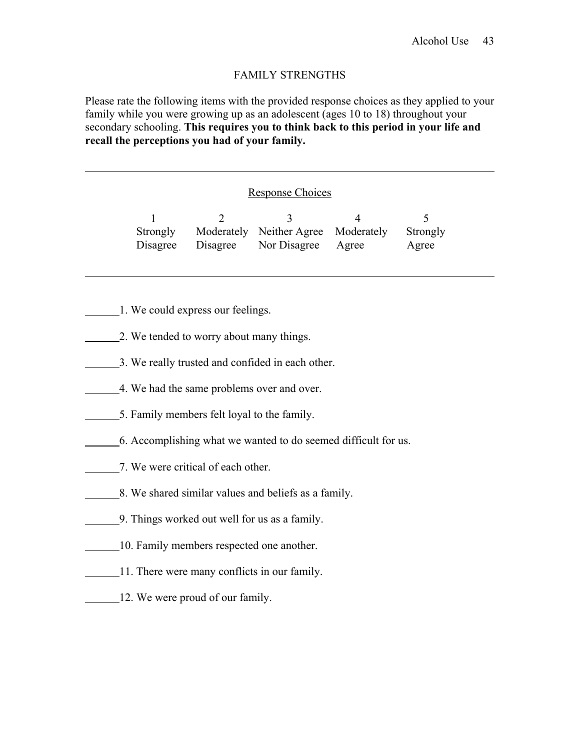## FAMILY STRENGTHS

Please rate the following items with the provided response choices as they applied to your family while you were growing up as an adolescent (ages 10 to 18) throughout your secondary schooling. **This requires you to think back to this period in your life and recall the perceptions you had of your family.**

---

Response Choices

| 1 | 2 | 3 | 4 | 5 |
|---|---|---|---|---|
| Strongly Disagree | Moderately Disagree | Neither Agree Nor Disagree | Moderately Agree | Strongly Agree |

---

______1. We could express our feelings.

______2. We tended to worry about many things.

______3. We really trusted and confided in each other.

______4. We had the same problems over and over.

______5. Family members felt loyal to the family.

______6. Accomplishing what we wanted to do seemed difficult for us.

______7. We were critical of each other.

______8. We shared similar values and beliefs as a family.

______9. Things worked out well for us as a family.

______10. Family members respected one another.

______11. There were many conflicts in our family.

______12. We were proud of our family.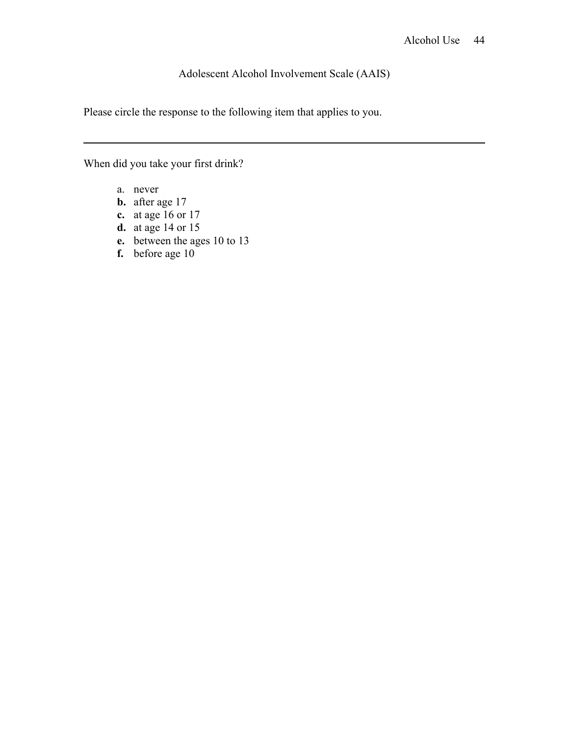Adolescent Alcohol Involvement Scale (AAIS)

Please circle the response to the following item that applies to you.

---

When did you take your first drink?

a. never
**b.** after age 17
**c.** at age 16 or 17
**d.** at age 14 or 15
**e.** between the ages 10 to 13
**f.** before age 10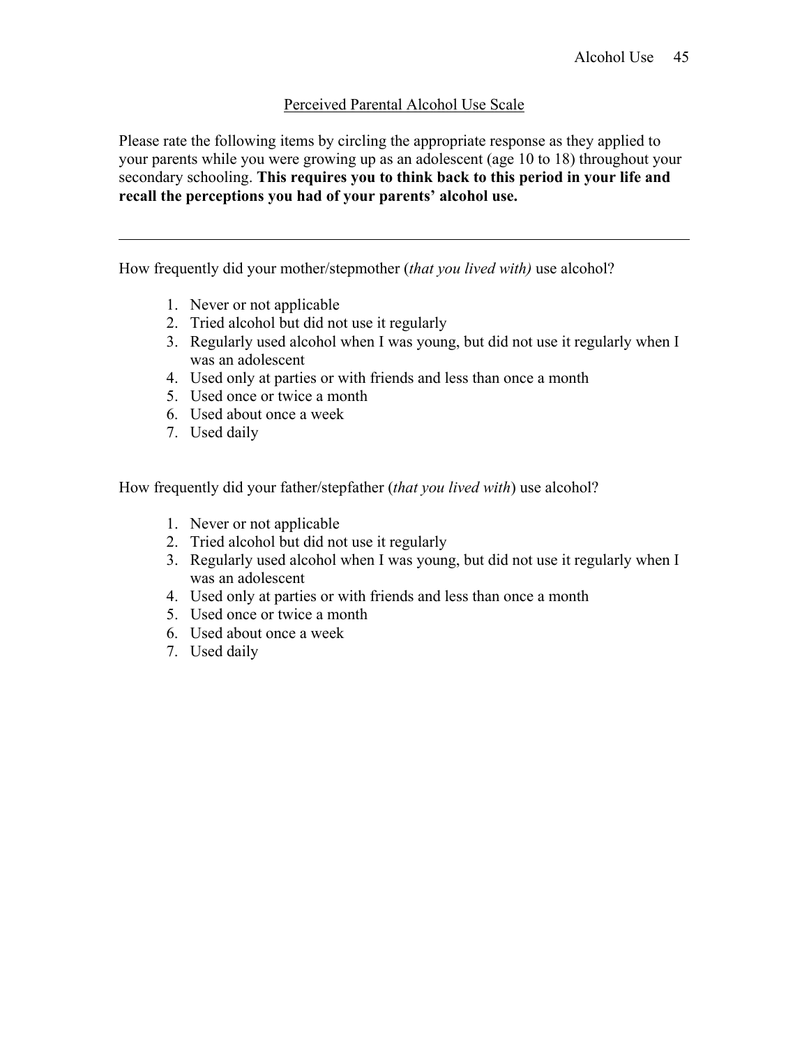## Perceived Parental Alcohol Use Scale

Please rate the following items by circling the appropriate response as they applied to your parents while you were growing up as an adolescent (age 10 to 18) throughout your secondary schooling. **This requires you to think back to this period in your life and recall the perceptions you had of your parents' alcohol use.**

---

How frequently did your mother/stepmother (*that you lived with)* use alcohol?

1. Never or not applicable
2. Tried alcohol but did not use it regularly
3. Regularly used alcohol when I was young, but did not use it regularly when I was an adolescent
4. Used only at parties or with friends and less than once a month
5. Used once or twice a month
6. Used about once a week
7. Used daily

How frequently did your father/stepfather (*that you lived with*) use alcohol?

1. Never or not applicable
2. Tried alcohol but did not use it regularly
3. Regularly used alcohol when I was young, but did not use it regularly when I was an adolescent
4. Used only at parties or with friends and less than once a month
5. Used once or twice a month
6. Used about once a week
7. Used daily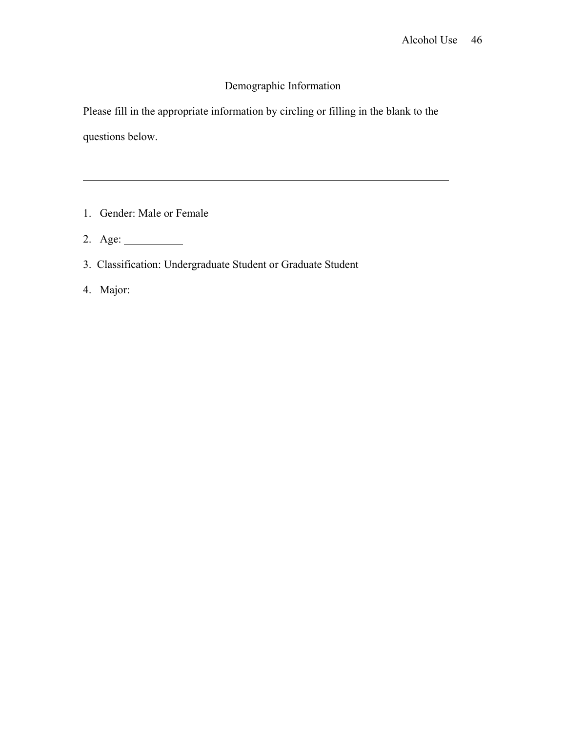## Demographic Information

Please fill in the appropriate information by circling or filling in the blank to the questions below.

---

1. Gender: Male or Female
2. Age: ___________
3. Classification: Undergraduate Student or Graduate Student
4. Major: ________________________________________